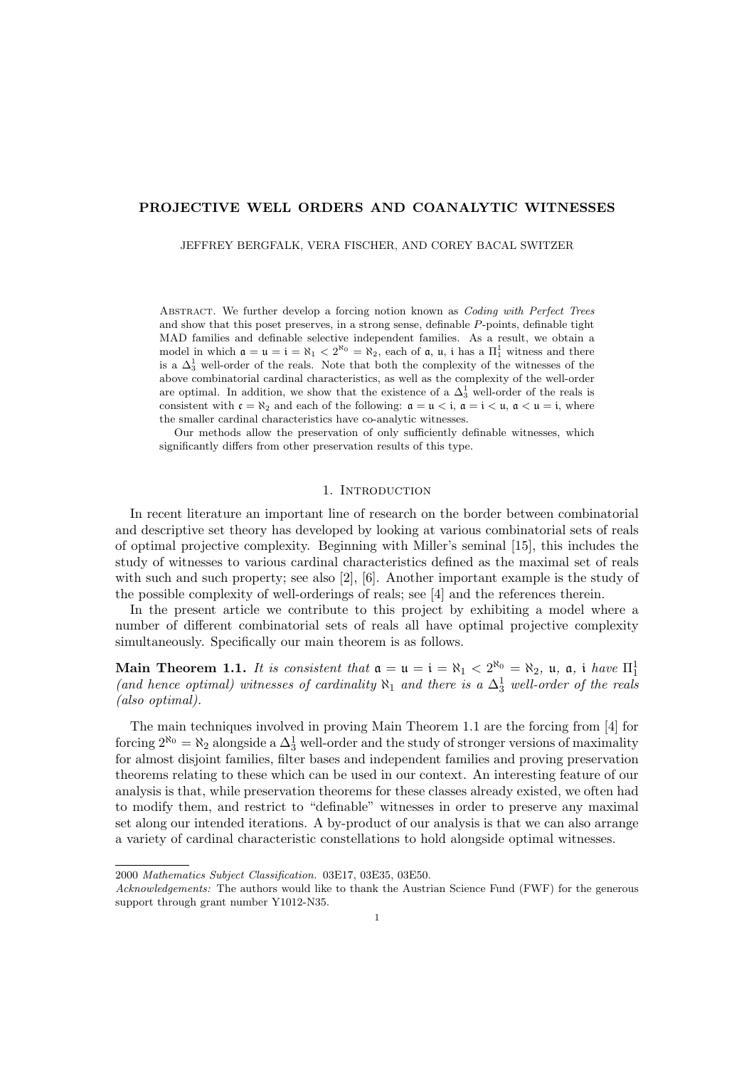# PROJECTIVE WELL ORDERS AND COANALYTIC WITNESSES

JEFFREY BERGFALK, VERA FISCHER, AND COREY BACAL SWITZER

Abstract. We further develop a forcing notion known as *Coding with Perfect Trees* and show that this poset preserves, in a strong sense, definable $P$-points, definable tight MAD families and definable selective independent families. As a result, we obtain a model in which $\mathfrak{a} = \mathfrak{u} = \mathfrak{i} = \aleph_1 < 2^{\aleph_0} = \aleph_2$, each of $\mathfrak{a}$, $\mathfrak{u}$, $\mathfrak{i}$ has a $\Pi^1_1$ witness and there is a $\Delta^1_3$ well-order of the reals. Note that both the complexity of the witnesses of the above combinatorial cardinal characteristics, as well as the complexity of the well-order are optimal. In addition, we show that the existence of a $\Delta^1_3$ well-order of the reals is consistent with $\mathfrak{c} = \aleph_2$ and each of the following: $\mathfrak{a} = \mathfrak{u} < \mathfrak{i}$, $\mathfrak{a} = \mathfrak{i} < \mathfrak{u}$, $\mathfrak{a} < \mathfrak{u} = \mathfrak{i}$, where the smaller cardinal characteristics have co-analytic witnesses.

Our methods allow the preservation of only sufficiently definable witnesses, which significantly differs from other preservation results of this type.

## 1. Introduction

In recent literature an important line of research on the border between combinatorial and descriptive set theory has developed by looking at various combinatorial sets of reals of optimal projective complexity. Beginning with Miller's seminal [15], this includes the study of witnesses to various cardinal characteristics defined as the maximal set of reals with such and such property; see also [2], [6]. Another important example is the study of the possible complexity of well-orderings of reals; see [4] and the references therein.

In the present article we contribute to this project by exhibiting a model where a number of different combinatorial sets of reals all have optimal projective complexity simultaneously. Specifically our main theorem is as follows.

**Main Theorem 1.1.** *It is consistent that $\mathfrak{a} = \mathfrak{u} = \mathfrak{i} = \aleph_1 < 2^{\aleph_0} = \aleph_2$, $\mathfrak{u}$, $\mathfrak{a}$, $\mathfrak{i}$ have $\Pi^1_1$ (and hence optimal) witnesses of cardinality $\aleph_1$ and there is a $\Delta^1_3$ well-order of the reals (also optimal).*

The main techniques involved in proving Main Theorem 1.1 are the forcing from [4] for forcing $2^{\aleph_0} = \aleph_2$ alongside a $\Delta^1_3$ well-order and the study of stronger versions of maximality for almost disjoint families, filter bases and independent families and proving preservation theorems relating to these which can be used in our context. An interesting feature of our analysis is that, while preservation theorems for these classes already existed, we often had to modify them, and restrict to "definable" witnesses in order to preserve any maximal set along our intended iterations. A by-product of our analysis is that we can also arrange a variety of cardinal characteristic constellations to hold alongside optimal witnesses.

---

2000 *Mathematics Subject Classification.* 03E17, 03E35, 03E50.

*Acknowledgements:* The authors would like to thank the Austrian Science Fund (FWF) for the generous support through grant number Y1012-N35.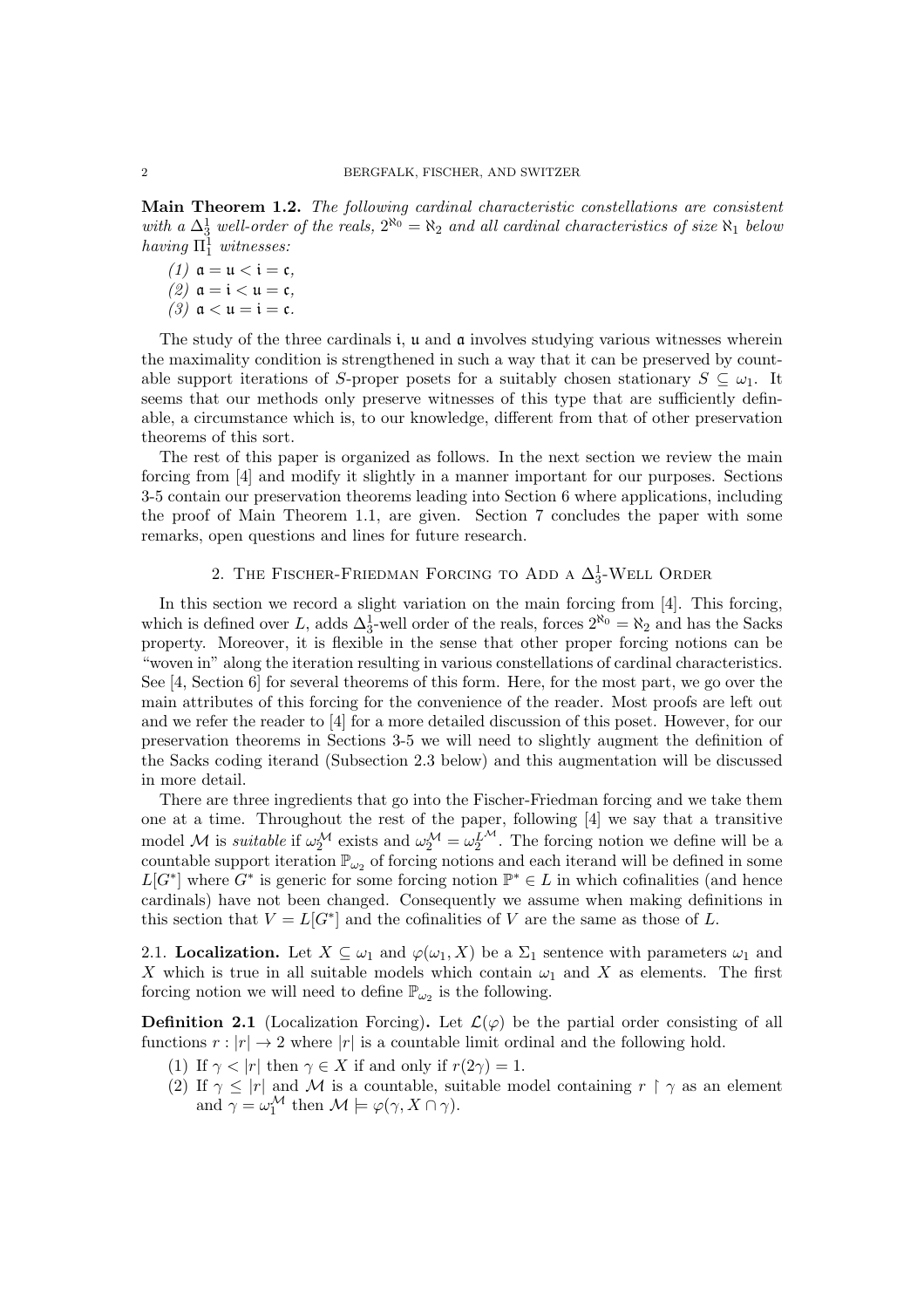**Main Theorem 1.2.** *The following cardinal characteristic constellations are consistent with a $\Delta^1_3$ well-order of the reals, $2^{\aleph_0} = \aleph_2$ and all cardinal characteristics of size $\aleph_1$ below having $\Pi^1_1$ witnesses:*

*(1)* $\mathfrak{a} = \mathfrak{u} < \mathfrak{i} = \mathfrak{c}$,
*(2)* $\mathfrak{a} = \mathfrak{i} < \mathfrak{u} = \mathfrak{c}$,
*(3)* $\mathfrak{a} < \mathfrak{u} = \mathfrak{i} = \mathfrak{c}$.

The study of the three cardinals $\mathfrak{i}$, $\mathfrak{u}$ and $\mathfrak{a}$ involves studying various witnesses wherein the maximality condition is strengthened in such a way that it can be preserved by countable support iterations of $S$-proper posets for a suitably chosen stationary $S \subseteq \omega_1$. It seems that our methods only preserve witnesses of this type that are sufficiently definable, a circumstance which is, to our knowledge, different from that of other preservation theorems of this sort.

The rest of this paper is organized as follows. In the next section we review the main forcing from [4] and modify it slightly in a manner important for our purposes. Sections 3-5 contain our preservation theorems leading into Section 6 where applications, including the proof of Main Theorem 1.1, are given. Section 7 concludes the paper with some remarks, open questions and lines for future research.

## 2. The Fischer-Friedman Forcing to Add a $\Delta^1_3$-Well Order

In this section we record a slight variation on the main forcing from [4]. This forcing, which is defined over $L$, adds $\Delta^1_3$-well order of the reals, forces $2^{\aleph_0} = \aleph_2$ and has the Sacks property. Moreover, it is flexible in the sense that other proper forcing notions can be "woven in" along the iteration resulting in various constellations of cardinal characteristics. See [4, Section 6] for several theorems of this form. Here, for the most part, we go over the main attributes of this forcing for the convenience of the reader. Most proofs are left out and we refer the reader to [4] for a more detailed discussion of this poset. However, for our preservation theorems in Sections 3-5 we will need to slightly augment the definition of the Sacks coding iterand (Subsection 2.3 below) and this augmentation will be discussed in more detail.

There are three ingredients that go into the Fischer-Friedman forcing and we take them one at a time. Throughout the rest of the paper, following [4] we say that a transitive model $\mathcal{M}$ is *suitable* if $\omega_2^{\mathcal{M}}$ exists and $\omega_2^{\mathcal{M}} = \omega_2^{L^{\mathcal{M}}}$. The forcing notion we define will be a countable support iteration $\mathbb{P}_{\omega_2}$ of forcing notions and each iterand will be defined in some $L[G^*]$ where $G^*$ is generic for some forcing notion $\mathbb{P}^* \in L$ in which cofinalities (and hence cardinals) have not been changed. Consequently we assume when making definitions in this section that $V = L[G^*]$ and the cofinalities of $V$ are the same as those of $L$.

**2.1. Localization.** Let $X \subseteq \omega_1$ and $\varphi(\omega_1, X)$ be a $\Sigma_1$ sentence with parameters $\omega_1$ and $X$ which is true in all suitable models which contain $\omega_1$ and $X$ as elements. The first forcing notion we will need to define $\mathbb{P}_{\omega_2}$ is the following.

**Definition 2.1** (Localization Forcing)**.** Let $\mathcal{L}(\varphi)$ be the partial order consisting of all functions $r : |r| \to 2$ where $|r|$ is a countable limit ordinal and the following hold.

1. If $\gamma < |r|$ then $\gamma \in X$ if and only if $r(2\gamma) = 1$.
2. If $\gamma \leq |r|$ and $\mathcal{M}$ is a countable, suitable model containing $r \upharpoonright \gamma$ as an element and $\gamma = \omega_1^{\mathcal{M}}$ then $\mathcal{M} \models \varphi(\gamma, X \cap \gamma)$.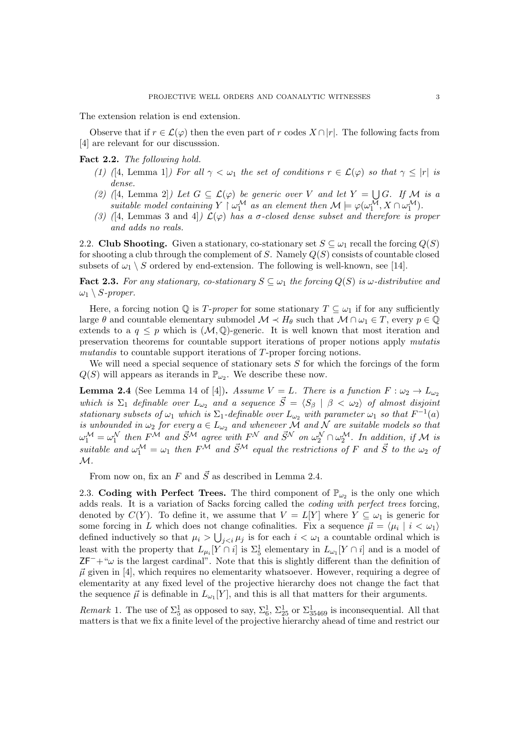The extension relation is end extension.

Observe that if $r \in \mathcal{L}(\varphi)$ then the even part of $r$ codes $X \cap |r|$. The following facts from [4] are relevant for our discusssion.

**Fact 2.2.** *The following hold.*

1. *([4, Lemma 1]) For all $\gamma < \omega_1$ the set of conditions $r \in \mathcal{L}(\varphi)$ so that $\gamma \leq |r|$ is dense.*
2. *([4, Lemma 2]) Let $G \subseteq \mathcal{L}(\varphi)$ be generic over $V$ and let $Y = \bigcup G$. If $\mathcal{M}$ is a suitable model containing $Y \upharpoonright \omega_1^{\mathcal{M}}$ as an element then $\mathcal{M} \models \varphi(\omega_1^{\mathcal{M}}, X \cap \omega_1^{\mathcal{M}})$.*
3. *([4, Lemmas 3 and 4]) $\mathcal{L}(\varphi)$ has a $\sigma$-closed dense subset and therefore is proper and adds no reals.*

2.2. **Club Shooting.** Given a stationary, co-stationary set $S \subseteq \omega_1$ recall the forcing $Q(S)$ for shooting a club through the complement of $S$. Namely $Q(S)$ consists of countable closed subsets of $\omega_1 \setminus S$ ordered by end-extension. The following is well-known, see [14].

**Fact 2.3.** *For any stationary, co-stationary $S \subseteq \omega_1$ the forcing $Q(S)$ is $\omega$-distributive and $\omega_1 \setminus S$-proper.*

Here, a forcing notion $\mathbb{Q}$ is *$T$-proper* for some stationary $T \subseteq \omega_1$ if for any sufficiently large $\theta$ and countable elementary submodel $\mathcal{M} \prec H_\theta$ such that $\mathcal{M} \cap \omega_1 \in T$, every $p \in \mathbb{Q}$ extends to a $q \leq p$ which is $(\mathcal{M}, \mathbb{Q})$-generic. It is well known that most iteration and preservation theorems for countable support iterations of proper notions apply *mutatis mutandis* to countable support iterations of $T$-proper forcing notions.

We will need a special sequence of stationary sets $S$ for which the forcings of the form $Q(S)$ will appears as iterands in $\mathbb{P}_{\omega_2}$. We describe these now.

**Lemma 2.4** (See Lemma 14 of [4])**.** *Assume $V = L$. There is a function $F : \omega_2 \to L_{\omega_2}$ which is $\Sigma_1$ definable over $L_{\omega_2}$ and a sequence $\vec{S} = \langle S_\beta \mid \beta < \omega_2 \rangle$ of almost disjoint stationary subsets of $\omega_1$ which is $\Sigma_1$-definable over $L_{\omega_2}$ with parameter $\omega_1$ so that $F^{-1}(a)$ is unbounded in $\omega_2$ for every $a \in L_{\omega_2}$ and whenever $\mathcal{M}$ and $\mathcal{N}$ are suitable models so that $\omega_1^{\mathcal{M}} = \omega_1^{\mathcal{N}}$ then $F^{\mathcal{M}}$ and $\vec{S}^{\mathcal{M}}$ agree with $F^{\mathcal{N}}$ and $\vec{S}^{\mathcal{N}}$ on $\omega_2^{\mathcal{N}} \cap \omega_2^{\mathcal{M}}$. In addition, if $\mathcal{M}$ is suitable and $\omega_1^{\mathcal{M}} = \omega_1$ then $F^{\mathcal{M}}$ and $\vec{S}^{\mathcal{M}}$ equal the restrictions of $F$ and $\vec{S}$ to the $\omega_2$ of $\mathcal{M}$.*

From now on, fix an $F$ and $\vec{S}$ as described in Lemma 2.4.

2.3. **Coding with Perfect Trees.** The third component of $\mathbb{P}_{\omega_2}$ is the only one which adds reals. It is a variation of Sacks forcing called the *coding with perfect trees* forcing, denoted by $C(Y)$. To define it, we assume that $V = L[Y]$ where $Y \subseteq \omega_1$ is generic for some forcing in $L$ which does not change cofinalities. Fix a sequence $\vec{\mu} = \langle \mu_i \mid i < \omega_1 \rangle$ defined inductively so that $\mu_i > \bigcup_{j<i} \mu_j$ is for each $i < \omega_1$ a countable ordinal which is least with the property that $L_{\mu_i}[Y \cap i]$ is $\Sigma^1_5$ elementary in $L_{\omega_1}[Y \cap i]$ and is a model of $\mathsf{ZF}^-$+"$\omega$ is the largest cardinal". Note that this is slightly different than the definition of $\vec{\mu}$ given in [4], which requires no elementarity whatsoever. However, requiring a degree of elementarity at any fixed level of the projective hierarchy does not change the fact that the sequence $\vec{\mu}$ is definable in $L_{\omega_1}[Y]$, and this is all that matters for their arguments.

*Remark* 1. The use of $\Sigma^1_5$ as opposed to say, $\Sigma^1_6$, $\Sigma^1_{25}$ or $\Sigma^1_{35469}$ is inconsequential. All that matters is that we fix a finite level of the projective hierarchy ahead of time and restrict our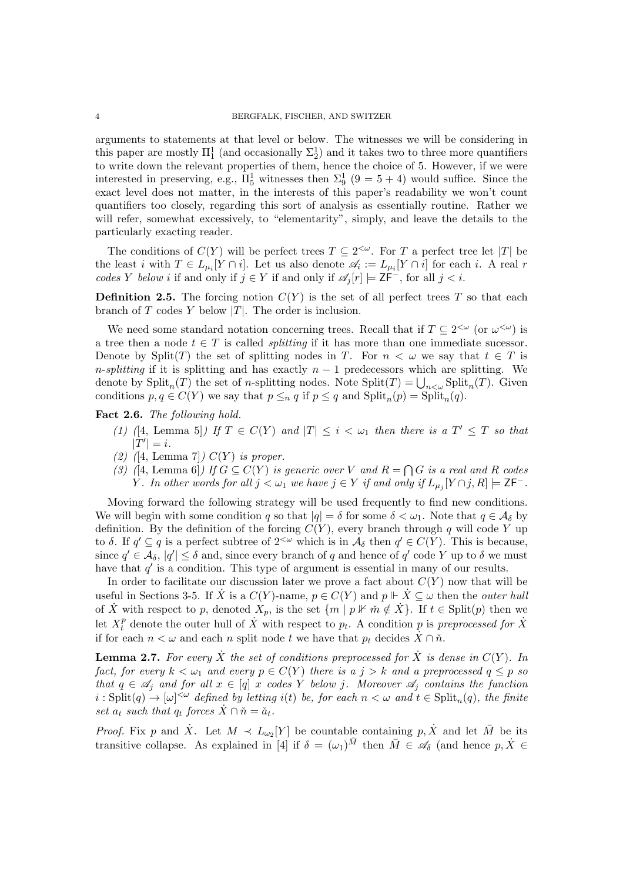arguments to statements at that level or below. The witnesses we will be considering in this paper are mostly $\Pi^1_1$ (and occasionally $\Sigma^1_2$) and it takes two to three more quantifiers to write down the relevant properties of them, hence the choice of 5. However, if we were interested in preserving, e.g., $\Pi^1_5$ witnesses then $\Sigma^1_9$ ($9 = 5 + 4$) would suffice. Since the exact level does not matter, in the interests of this paper's readability we won't count quantifiers too closely, regarding this sort of analysis as essentially routine. Rather we will refer, somewhat excessively, to "elementarity", simply, and leave the details to the particularly exacting reader.

The conditions of $C(Y)$ will be perfect trees $T \subseteq 2^{<\omega}$. For $T$ a perfect tree let $|T|$ be the least $i$ with $T \in L_{\mu_i}[Y \cap i]$. Let us also denote $\mathscr{A}_i := L_{\mu_i}[Y \cap i]$ for each $i$. A real $r$ *codes $Y$ below $i$* if and only if $j \in Y$ if and only if $\mathscr{A}_j[r] \models \mathsf{ZF}^-$, for all $j < i$.

**Definition 2.5.** The forcing notion $C(Y)$ is the set of all perfect trees $T$ so that each branch of $T$ codes $Y$ below $|T|$. The order is inclusion.

We need some standard notation concerning trees. Recall that if $T \subseteq 2^{<\omega}$ (or $\omega^{<\omega}$) is a tree then a node $t \in T$ is called *splitting* if it has more than one immediate sucessor. Denote by $\mathrm{Split}(T)$ the set of splitting nodes in $T$. For $n < \omega$ we say that $t \in T$ is *$n$-splitting* if it is splitting and has exactly $n-1$ predecessors which are splitting. We denote by $\mathrm{Split}_n(T)$ the set of $n$-splitting nodes. Note $\mathrm{Split}(T) = \bigcup_{n<\omega} \mathrm{Split}_n(T)$. Given conditions $p, q \in C(Y)$ we say that $p \leq_n q$ if $p \leq q$ and $\mathrm{Split}_n(p) = \mathrm{Split}_n(q)$.

**Fact 2.6.** *The following hold.*

1. *([4, Lemma 5]) If $T \in C(Y)$ and $|T| \leq i < \omega_1$ then there is a $T' \leq T$ so that $|T'| = i$.*
2. *([4, Lemma 7]) $C(Y)$ is proper.*
3. *([4, Lemma 6]) If $G \subseteq C(Y)$ is generic over $V$ and $R = \bigcap G$ is a real and $R$ codes $Y$. In other words for all $j < \omega_1$ we have $j \in Y$ if and only if $L_{\mu_j}[Y \cap j, R] \models \mathsf{ZF}^-$.*

Moving forward the following strategy will be used frequently to find new conditions. We will begin with some condition $q$ so that $|q| = \delta$ for some $\delta < \omega_1$. Note that $q \in \mathcal{A}_\delta$ by definition. By the definition of the forcing $C(Y)$, every branch through $q$ will code $Y$ up to $\delta$. If $q' \subseteq q$ is a perfect subtree of $2^{<\omega}$ which is in $\mathcal{A}_\delta$ then $q' \in C(Y)$. This is because, since $q' \in \mathcal{A}_\delta$, $|q'| \leq \delta$ and, since every branch of $q$ and hence of $q'$ code $Y$ up to $\delta$ we must have that $q'$ is a condition. This type of argument is essential in many of our results.

In order to facilitate our discussion later we prove a fact about $C(Y)$ now that will be useful in Sections 3-5. If $\dot{X}$ is a $C(Y)$-name, $p \in C(Y)$ and $p \Vdash \dot{X} \subseteq \omega$ then the *outer hull* of $\dot{X}$ with respect to $p$, denoted $X_p$, is the set $\{m \mid p \not\Vdash \check{m} \notin \dot{X}\}$. If $t \in \mathrm{Split}(p)$ then we let $X^p_t$ denote the outer hull of $\dot{X}$ with respect to $p_t$. A condition $p$ is *preprocessed for $\dot{X}$* if for each $n < \omega$ and each $n$ split node $t$ we have that $p_t$ decides $\dot{X} \cap \check{n}$.

**Lemma 2.7.** *For every $\dot{X}$ the set of conditions preprocessed for $\dot{X}$ is dense in $C(Y)$. In fact, for every $k < \omega_1$ and every $p \in C(Y)$ there is a $j > k$ and a preprocessed $q \leq p$ so that $q \in \mathscr{A}_j$ and for all $x \in [q]$ $x$ codes $Y$ below $j$. Moreover $\mathscr{A}_j$ contains the function $i : \mathrm{Split}(q) \to [\omega]^{<\omega}$ defined by letting $i(t)$ be, for each $n < \omega$ and $t \in \mathrm{Split}_n(q)$, the finite set $a_t$ such that $q_t$ forces $\dot{X} \cap \check{n} = \check{a}_t$.*

*Proof.* Fix $p$ and $\dot{X}$. Let $M \prec L_{\omega_2}[Y]$ be countable containing $p, \dot{X}$ and let $\bar{M}$ be its transitive collapse. As explained in [4] if $\delta = (\omega_1)^{\bar{M}}$ then $\bar{M} \in \mathscr{A}_\delta$ (and hence $p, \dot{X} \in$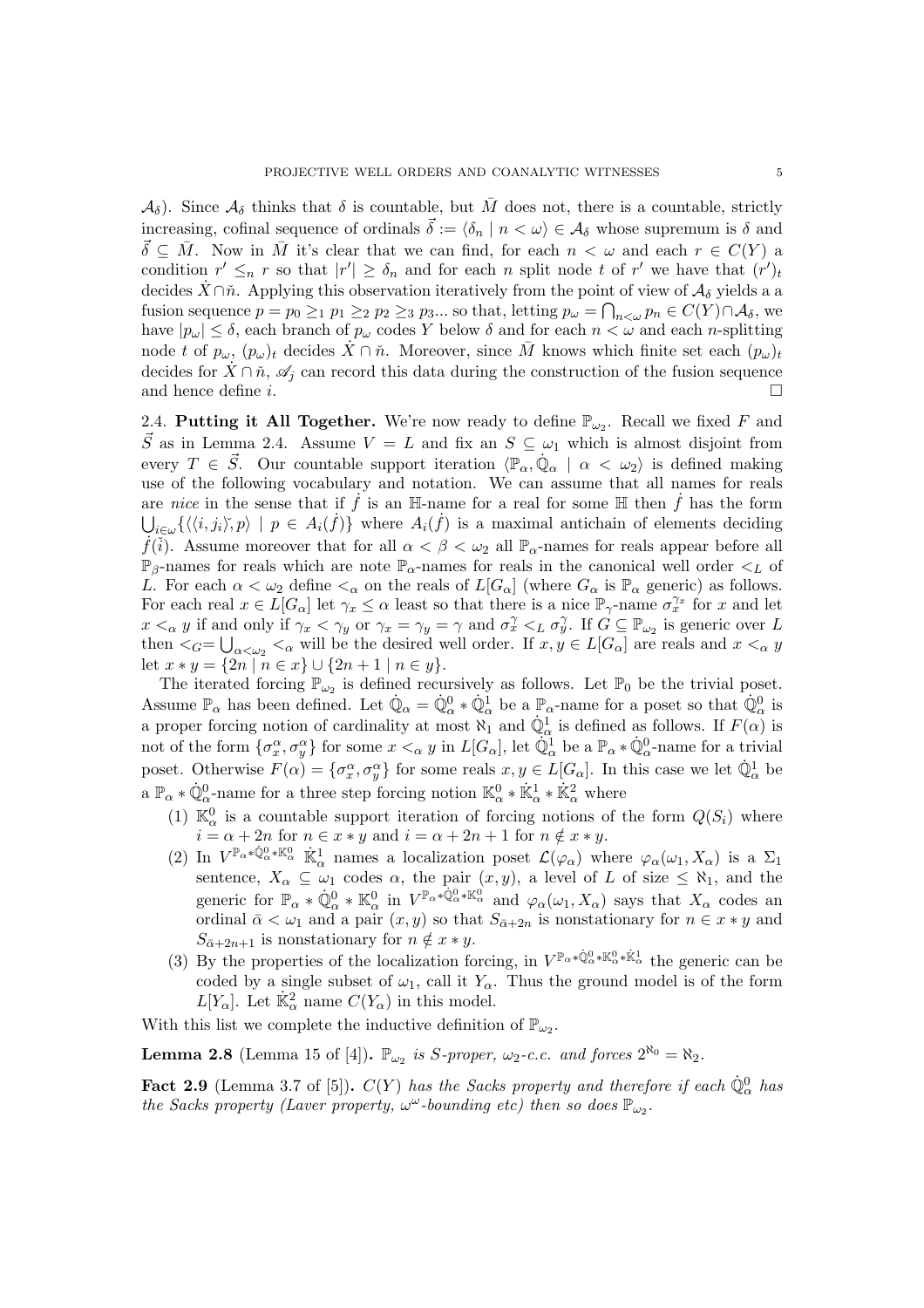$\mathcal{A}_\delta$). Since $\mathcal{A}_\delta$ thinks that $\delta$ is countable, but $\bar{M}$ does not, there is a countable, strictly increasing, cofinal sequence of ordinals $\vec{\delta} := \langle \delta_n \mid n < \omega \rangle \in \mathcal{A}_\delta$ whose supremum is $\delta$ and $\vec{\delta} \subseteq \bar{M}$. Now in $\bar{M}$ it's clear that we can find, for each $n < \omega$ and each $r \in C(Y)$ a condition $r' \leq_n r$ so that $|r'| \geq \delta_n$ and for each $n$ split node $t$ of $r'$ we have that $(r')_t$ decides $\dot{X} \cap \check{n}$. Applying this observation iteratively from the point of view of $\mathcal{A}_\delta$ yields a a fusion sequence $p = p_0 \geq_1 p_1 \geq_2 p_2 \geq_3 p_3 ...$ so that, letting $p_\omega = \bigcap_{n<\omega} p_n \in C(Y) \cap \mathcal{A}_\delta$, we have $|p_\omega| \leq \delta$, each branch of $p_\omega$ codes $Y$ below $\delta$ and for each $n < \omega$ and each $n$-splitting node $t$ of $p_\omega$, $(p_\omega)_t$ decides $\dot{X} \cap \check{n}$. Moreover, since $\bar{M}$ knows which finite set each $(p_\omega)_t$ decides for $\dot{X} \cap \check{n}$, $\mathscr{A}_j$ can record this data during the construction of the fusion sequence and hence define $i$. $\square$

**2.4. Putting it All Together.** We're now ready to define $\mathbb{P}_{\omega_2}$. Recall we fixed $F$ and $\vec{S}$ as in Lemma 2.4. Assume $V = L$ and fix an $S \subseteq \omega_1$ which is almost disjoint from every $T \in \vec{S}$. Our countable support iteration $\langle \mathbb{P}_\alpha, \dot{\mathbb{Q}}_\alpha \mid \alpha < \omega_2 \rangle$ is defined making use of the following vocabulary and notation. We can assume that all names for reals are *nice* in the sense that if $\dot{f}$ is an $\mathbb{H}$-name for a real for some $\mathbb{H}$ then $\dot{f}$ has the form $\bigcup_{i \in \omega} \{ \langle \langle i, j_i \rangle\check{}, p \rangle \mid p \in A_i(\dot{f}) \}$ where $A_i(\dot{f})$ is a maximal antichain of elements deciding $\dot{f}(\check{i})$. Assume moreover that for all $\alpha < \beta < \omega_2$ all $\mathbb{P}_\alpha$-names for reals appear before all $\mathbb{P}_\beta$-names for reals which are note $\mathbb{P}_\alpha$-names for reals in the canonical well order $<_L$ of $L$. For each $\alpha < \omega_2$ define $<_\alpha$ on the reals of $L[G_\alpha]$ (where $G_\alpha$ is $\mathbb{P}_\alpha$ generic) as follows. For each real $x \in L[G_\alpha]$ let $\gamma_x \leq \alpha$ least so that there is a nice $\mathbb{P}_\gamma$-name $\sigma_x^{\gamma_x}$ for $x$ and let $x <_\alpha y$ if and only if $\gamma_x < \gamma_y$ or $\gamma_x = \gamma_y = \gamma$ and $\sigma_x^\gamma <_L \sigma_y^\gamma$. If $G \subseteq \mathbb{P}_{\omega_2}$ is generic over $L$ then $<_G = \bigcup_{\alpha < \omega_2} <_\alpha$ will be the desired well order. If $x, y \in L[G_\alpha]$ are reals and $x <_\alpha y$ let $x * y = \{2n \mid n \in x\} \cup \{2n+1 \mid n \in y\}$.

The iterated forcing $\mathbb{P}_{\omega_2}$ is defined recursively as follows. Let $\mathbb{P}_0$ be the trivial poset. Assume $\mathbb{P}_\alpha$ has been defined. Let $\dot{\mathbb{Q}}_\alpha = \dot{\mathbb{Q}}_\alpha^0 * \dot{\mathbb{Q}}_\alpha^1$ be a $\mathbb{P}_\alpha$-name for a poset so that $\dot{\mathbb{Q}}_\alpha^0$ is a proper forcing notion of cardinality at most $\aleph_1$ and $\dot{\mathbb{Q}}_\alpha^1$ is defined as follows. If $F(\alpha)$ is not of the form $\{\sigma_x^\alpha, \sigma_y^\alpha\}$ for some $x <_\alpha y$ in $L[G_\alpha]$, let $\dot{\mathbb{Q}}_\alpha^1$ be a $\mathbb{P}_\alpha * \dot{\mathbb{Q}}_\alpha^0$-name for a trivial poset. Otherwise $F(\alpha) = \{\sigma_x^\alpha, \sigma_y^\alpha\}$ for some reals $x, y \in L[G_\alpha]$. In this case we let $\dot{\mathbb{Q}}_\alpha^1$ be a $\mathbb{P}_\alpha * \dot{\mathbb{Q}}_\alpha^0$-name for a three step forcing notion $\mathbb{K}_\alpha^0 * \dot{\mathbb{K}}_\alpha^1 * \dot{\mathbb{K}}_\alpha^2$ where

1. $\mathbb{K}_\alpha^0$ is a countable support iteration of forcing notions of the form $Q(S_i)$ where $i = \alpha + 2n$ for $n \in x * y$ and $i = \alpha + 2n + 1$ for $n \notin x * y$.
2. In $V^{\mathbb{P}_\alpha * \dot{\mathbb{Q}}_\alpha^0 * \mathbb{K}_\alpha^0}$ $\dot{\mathbb{K}}_\alpha^1$ names a localization poset $\mathcal{L}(\varphi_\alpha)$ where $\varphi_\alpha(\omega_1, X_\alpha)$ is a $\Sigma_1$ sentence, $X_\alpha \subseteq \omega_1$ codes $\alpha$, the pair $(x, y)$, a level of $L$ of size $\leq \aleph_1$, and the generic for $\mathbb{P}_\alpha * \dot{\mathbb{Q}}_\alpha^0 * \mathbb{K}_\alpha^0$ in $V^{\mathbb{P}_\alpha * \dot{\mathbb{Q}}_\alpha^0 * \mathbb{K}_\alpha^0}$ and $\varphi_\alpha(\omega_1, X_\alpha)$ says that $X_\alpha$ codes an ordinal $\bar{\alpha} < \omega_1$ and a pair $(x, y)$ so that $S_{\bar{\alpha}+2n}$ is nonstationary for $n \in x * y$ and $S_{\bar{\alpha}+2n+1}$ is nonstationary for $n \notin x * y$.
3. By the properties of the localization forcing, in $V^{\mathbb{P}_\alpha * \dot{\mathbb{Q}}_\alpha^0 * \mathbb{K}_\alpha^0 * \dot{\mathbb{K}}_\alpha^1}$ the generic can be coded by a single subset of $\omega_1$, call it $Y_\alpha$. Thus the ground model is of the form $L[Y_\alpha]$. Let $\dot{\mathbb{K}}_\alpha^2$ name $C(Y_\alpha)$ in this model.

With this list we complete the inductive definition of $\mathbb{P}_{\omega_2}$.

**Lemma 2.8** (Lemma 15 of [4]). *$\mathbb{P}_{\omega_2}$ is $S$-proper, $\omega_2$-c.c. and forces $2^{\aleph_0} = \aleph_2$.*

**Fact 2.9** (Lemma 3.7 of [5]). *$C(Y)$ has the Sacks property and therefore if each $\dot{\mathbb{Q}}_\alpha^0$ has the Sacks property (Laver property, $\omega^\omega$-bounding etc) then so does $\mathbb{P}_{\omega_2}$.*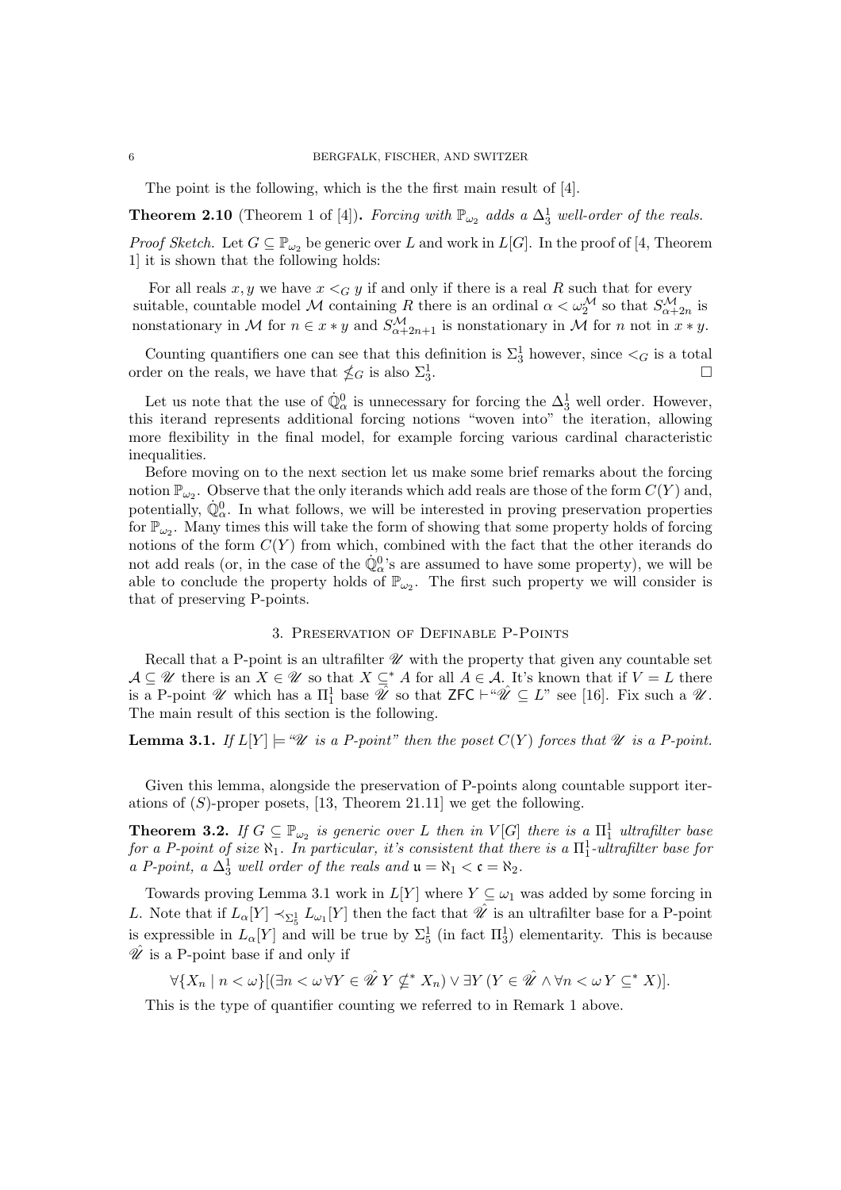The point is the following, which is the the first main result of [4].

**Theorem 2.10** (Theorem 1 of [4])**.** *Forcing with $\mathbb{P}_{\omega_2}$ adds a $\Delta^1_3$ well-order of the reals.*

*Proof Sketch.* Let $G \subseteq \mathbb{P}_{\omega_2}$ be generic over $L$ and work in $L[G]$. In the proof of [4, Theorem 1] it is shown that the following holds:

For all reals $x, y$ we have $x <_G y$ if and only if there is a real $R$ such that for every suitable, countable model $\mathcal{M}$ containing $R$ there is an ordinal $\alpha < \omega_2^{\mathcal{M}}$ so that $S^{\mathcal{M}}_{\alpha+2n}$ is nonstationary in $\mathcal{M}$ for $n \in x * y$ and $S^{\mathcal{M}}_{\alpha+2n+1}$ is nonstationary in $\mathcal{M}$ for $n$ not in $x * y$.

Counting quantifiers one can see that this definition is $\Sigma^1_3$ however, since $<_G$ is a total order on the reals, we have that $\nleq_G$ is also $\Sigma^1_3$. □

Let us note that the use of $\dot{\mathbb{Q}}^0_\alpha$ is unnecessary for forcing the $\Delta^1_3$ well order. However, this iterand represents additional forcing notions "woven into" the iteration, allowing more flexibility in the final model, for example forcing various cardinal characteristic inequalities.

Before moving on to the next section let us make some brief remarks about the forcing notion $\mathbb{P}_{\omega_2}$. Observe that the only iterands which add reals are those of the form $C(Y)$ and, potentially, $\dot{\mathbb{Q}}^0_\alpha$. In what follows, we will be interested in proving preservation properties for $\mathbb{P}_{\omega_2}$. Many times this will take the form of showing that some property holds of forcing notions of the form $C(Y)$ from which, combined with the fact that the other iterands do not add reals (or, in the case of the $\dot{\mathbb{Q}}^0_\alpha$'s are assumed to have some property), we will be able to conclude the property holds of $\mathbb{P}_{\omega_2}$. The first such property we will consider is that of preserving P-points.

## 3. Preservation of Definable P-Points

Recall that a P-point is an ultrafilter $\mathscr{U}$ with the property that given any countable set $\mathcal{A} \subseteq \mathscr{U}$ there is an $X \in \mathscr{U}$ so that $X \subseteq^* A$ for all $A \in \mathcal{A}$. It's known that if $V = L$ there is a P-point $\mathscr{U}$ which has a $\Pi^1_1$ base $\hat{\mathscr{U}}$ so that $\mathsf{ZFC} \vdash$"$\hat{\mathscr{U}} \subseteq L$" see [16]. Fix such a $\mathscr{U}$. The main result of this section is the following.

**Lemma 3.1.** *If $L[Y] \models$ "$\mathscr{U}$ is a P-point" then the poset $C(Y)$ forces that $\mathscr{U}$ is a P-point.*

Given this lemma, alongside the preservation of P-points along countable support iterations of $(S)$-proper posets, [13, Theorem 21.11] we get the following.

**Theorem 3.2.** *If $G \subseteq \mathbb{P}_{\omega_2}$ is generic over $L$ then in $V[G]$ there is a $\Pi^1_1$ ultrafilter base for a P-point of size $\aleph_1$. In particular, it's consistent that there is a $\Pi^1_1$-ultrafilter base for a P-point, a $\Delta^1_3$ well order of the reals and $\mathfrak{u} = \aleph_1 < \mathfrak{c} = \aleph_2$.*

Towards proving Lemma 3.1 work in $L[Y]$ where $Y \subseteq \omega_1$ was added by some forcing in $L$. Note that if $L_\alpha[Y] \prec_{\Sigma^1_5} L_{\omega_1}[Y]$ then the fact that $\hat{\mathscr{U}}$ is an ultrafilter base for a P-point is expressible in $L_\alpha[Y]$ and will be true by $\Sigma^1_5$ (in fact $\Pi^1_3$) elementarity. This is because $\hat{\mathscr{U}}$ is a P-point base if and only if

$$\forall \{X_n \mid n < \omega\}[(\exists n < \omega\, \forall Y \in \hat{\mathscr{U}}\, Y \nsubseteq^* X_n) \vee \exists Y\, (Y \in \hat{\mathscr{U}} \wedge \forall n < \omega\, Y \subseteq^* X)].$$

This is the type of quantifier counting we referred to in Remark 1 above.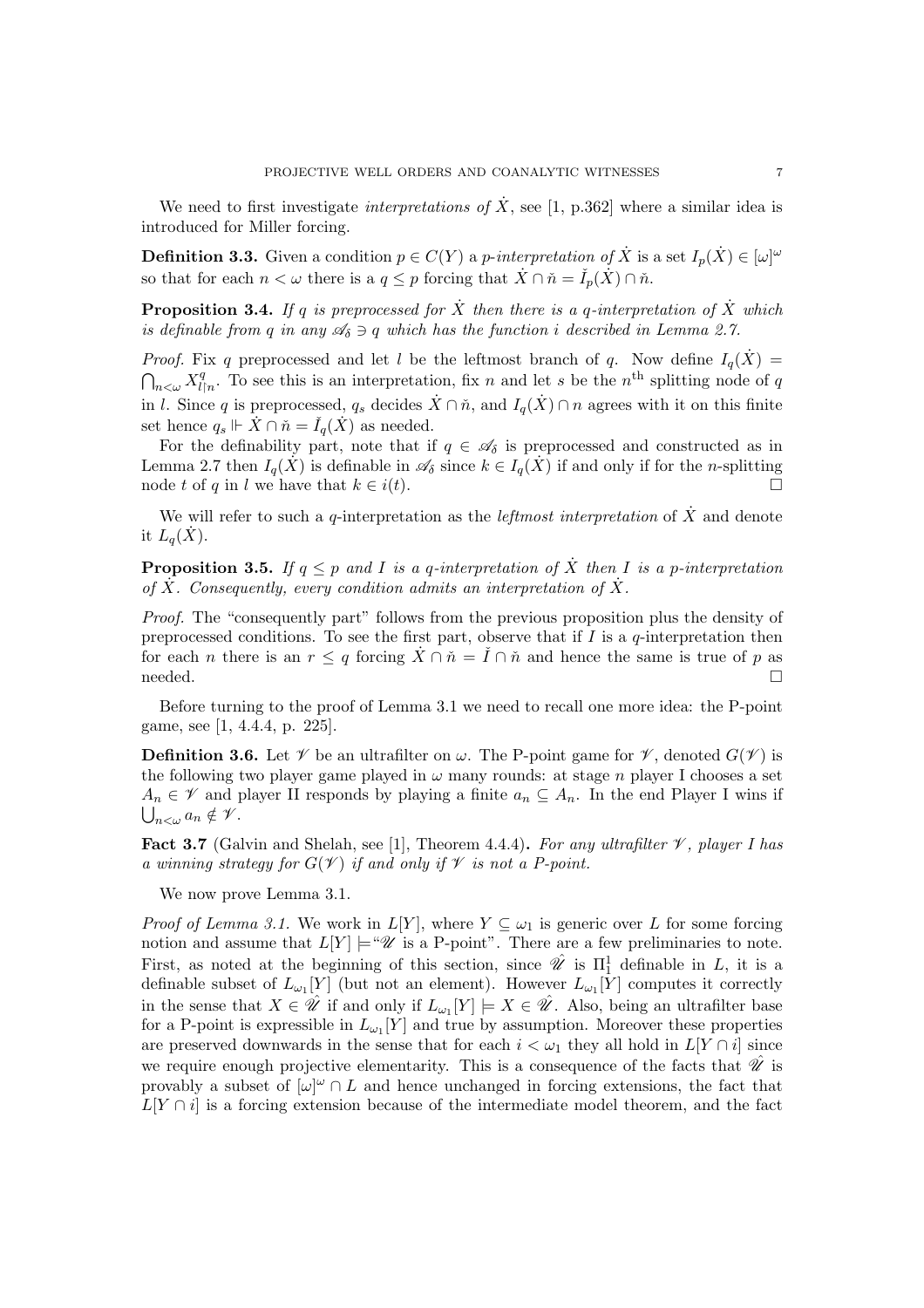We need to first investigate *interpretations of* $\dot{X}$, see [1, p.362] where a similar idea is introduced for Miller forcing.

**Definition 3.3.** Given a condition $p \in C(Y)$ a *p-interpretation of* $\dot{X}$ is a set $I_p(\dot{X}) \in [\omega]^\omega$ so that for each $n < \omega$ there is a $q \leq p$ forcing that $\dot{X} \cap \check{n} = \check{I}_p(\dot{X}) \cap \check{n}$.

**Proposition 3.4.** *If $q$ is preprocessed for $\dot{X}$ then there is a $q$-interpretation of $\dot{X}$ which is definable from $q$ in any $\mathscr{A}_\delta \ni q$ which has the function $i$ described in Lemma 2.7.*

*Proof.* Fix $q$ preprocessed and let $l$ be the leftmost branch of $q$. Now define $I_q(\dot{X}) = \bigcap_{n<\omega} X^q_{l\restriction n}$. To see this is an interpretation, fix $n$ and let $s$ be the $n^{\text{th}}$ splitting node of $q$ in $l$. Since $q$ is preprocessed, $q_s$ decides $\dot{X} \cap \check{n}$, and $I_q(\dot{X}) \cap n$ agrees with it on this finite set hence $q_s \Vdash \dot{X} \cap \check{n} = \check{I}_q(\dot{X})$ as needed.

For the definability part, note that if $q \in \mathscr{A}_\delta$ is preprocessed and constructed as in Lemma 2.7 then $I_q(\dot{X})$ is definable in $\mathscr{A}_\delta$ since $k \in I_q(\dot{X})$ if and only if for the $n$-splitting node $t$ of $q$ in $l$ we have that $k \in i(t)$. $\square$

We will refer to such a $q$-interpretation as the *leftmost interpretation* of $\dot{X}$ and denote it $L_q(\dot{X})$.

**Proposition 3.5.** *If $q \leq p$ and $I$ is a $q$-interpretation of $\dot{X}$ then $I$ is a $p$-interpretation of $\dot{X}$. Consequently, every condition admits an interpretation of $\dot{X}$.*

*Proof.* The "consequently part" follows from the previous proposition plus the density of preprocessed conditions. To see the first part, observe that if $I$ is a $q$-interpretation then for each $n$ there is an $r \leq q$ forcing $\dot{X} \cap \check{n} = \check{I} \cap \check{n}$ and hence the same is true of $p$ as needed. $\square$

Before turning to the proof of Lemma 3.1 we need to recall one more idea: the P-point game, see [1, 4.4.4, p. 225].

**Definition 3.6.** Let $\mathscr{V}$ be an ultrafilter on $\omega$. The P-point game for $\mathscr{V}$, denoted $G(\mathscr{V})$ is the following two player game played in $\omega$ many rounds: at stage $n$ player I chooses a set $A_n \in \mathscr{V}$ and player II responds by playing a finite $a_n \subseteq A_n$. In the end Player I wins if $\bigcup_{n<\omega} a_n \notin \mathscr{V}$.

**Fact 3.7** (Galvin and Shelah, see [1], Theorem 4.4.4)**.** *For any ultrafilter $\mathscr{V}$, player I has a winning strategy for $G(\mathscr{V})$ if and only if $\mathscr{V}$ is not a P-point.*

We now prove Lemma 3.1.

*Proof of Lemma 3.1.* We work in $L[Y]$, where $Y \subseteq \omega_1$ is generic over $L$ for some forcing notion and assume that $L[Y] \models$ "$\mathscr{U}$ is a P-point". There are a few preliminaries to note. First, as noted at the beginning of this section, since $\hat{\mathscr{U}}$ is $\Pi^1_1$ definable in $L$, it is a definable subset of $L_{\omega_1}[Y]$ (but not an element). However $L_{\omega_1}[Y]$ computes it correctly in the sense that $X \in \hat{\mathscr{U}}$ if and only if $L_{\omega_1}[Y] \models X \in \hat{\mathscr{U}}$. Also, being an ultrafilter base for a P-point is expressible in $L_{\omega_1}[Y]$ and true by assumption. Moreover these properties are preserved downwards in the sense that for each $i < \omega_1$ they all hold in $L[Y \cap i]$ since we require enough projective elementarity. This is a consequence of the facts that $\hat{\mathscr{U}}$ is provably a subset of $[\omega]^\omega \cap L$ and hence unchanged in forcing extensions, the fact that $L[Y \cap i]$ is a forcing extension because of the intermediate model theorem, and the fact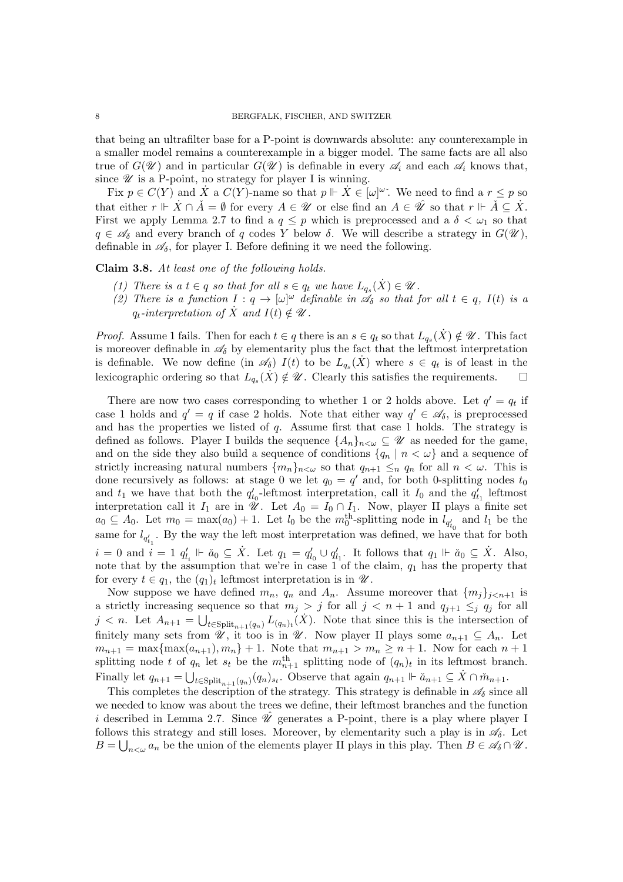that being an ultrafilter base for a P-point is downwards absolute: any counterexample in a smaller model remains a counterexample in a bigger model. The same facts are all also true of $G(\mathscr{U})$ and in particular $G(\mathscr{U})$ is definable in every $\mathscr{A}_i$ and each $\mathscr{A}_i$ knows that, since $\mathscr{U}$ is a P-point, no strategy for player I is winning.

Fix $p \in C(Y)$ and $\dot{X}$ a $C(Y)$-name so that $p \Vdash \dot{X} \in [\omega]^{\omega}\check{}$. We need to find a $r \leq p$ so that either $r \Vdash \dot{X} \cap \check{A} = \emptyset$ for every $A \in \mathscr{U}$ or else find an $A \in \hat{\mathscr{U}}$ so that $r \Vdash \check{A} \subseteq \dot{X}$. First we apply Lemma 2.7 to find a $q \leq p$ which is preprocessed and a $\delta < \omega_1$ so that $q \in \mathscr{A}_\delta$ and every branch of $q$ codes $Y$ below $\delta$. We will describe a strategy in $G(\mathscr{U})$, definable in $\mathscr{A}_\delta$, for player I. Before defining it we need the following.

**Claim 3.8.** *At least one of the following holds.*

1. *There is a $t \in q$ so that for all $s \in q_t$ we have $L_{q_s}(\dot{X}) \in \mathscr{U}$.*
2. *There is a function $I : q \to [\omega]^\omega$ definable in $\mathscr{A}_\delta$ so that for all $t \in q$, $I(t)$ is a $q_t$-interpretation of $\dot{X}$ and $I(t) \notin \mathscr{U}$.*

*Proof.* Assume 1 fails. Then for each $t \in q$ there is an $s \in q_t$ so that $L_{q_s}(\dot{X}) \notin \mathscr{U}$. This fact is moreover definable in $\mathscr{A}_\delta$ by elementarity plus the fact that the leftmost interpretation is definable. We now define (in $\mathscr{A}_\delta$) $I(t)$ to be $L_{q_s}(\dot{X})$ where $s \in q_t$ is of least in the lexicographic ordering so that $L_{q_s}(\dot{X}) \notin \mathscr{U}$. Clearly this satisfies the requirements. $\square$

There are now two cases corresponding to whether 1 or 2 holds above. Let $q' = q_t$ if case 1 holds and $q' = q$ if case 2 holds. Note that either way $q' \in \mathscr{A}_\delta$, is preprocessed and has the properties we listed of $q$. Assume first that case 1 holds. The strategy is defined as follows. Player I builds the sequence $\{A_n\}_{n<\omega} \subseteq \mathscr{U}$ as needed for the game, and on the side they also build a sequence of conditions $\{q_n \mid n < \omega\}$ and a sequence of strictly increasing natural numbers $\{m_n\}_{n<\omega}$ so that $q_{n+1} \leq_n q_n$ for all $n < \omega$. This is done recursively as follows: at stage 0 we let $q_0 = q'$ and, for both 0-splitting nodes $t_0$ and $t_1$ we have that both the $q'_{t_0}$-leftmost interpretation, call it $I_0$ and the $q'_{t_1}$ leftmost interpretation call it $I_1$ are in $\mathscr{U}$. Let $A_0 = I_0 \cap I_1$. Now, player II plays a finite set $a_0 \subseteq A_0$. Let $m_0 = \max(a_0) + 1$. Let $l_0$ be the $m_0^{\text{th}}$-splitting node in $l_{q'_{t_0}}$ and $l_1$ be the same for $l_{q'_{t_1}}$. By the way the left most interpretation was defined, we have that for both $i = 0$ and $i = 1$ $q'_{l_i} \Vdash \check{a}_0 \subseteq \dot{X}$. Let $q_1 = q'_{l_0} \cup q'_{l_1}$. It follows that $q_1 \Vdash \check{a}_0 \subseteq \dot{X}$. Also, note that by the assumption that we're in case 1 of the claim, $q_1$ has the property that for every $t \in q_1$, the $(q_1)_t$ leftmost interpretation is in $\mathscr{U}$.

Now suppose we have defined $m_n$, $q_n$ and $A_n$. Assume moreover that $\{m_j\}_{j<n+1}$ is a strictly increasing sequence so that $m_j > j$ for all $j < n+1$ and $q_{j+1} \leq_j q_j$ for all $j < n$. Let $A_{n+1} = \bigcup_{t \in \mathrm{Split}_{n+1}(q_n)} L_{(q_n)_t}(\dot{X})$. Note that since this is the intersection of finitely many sets from $\mathscr{U}$, it too is in $\mathscr{U}$. Now player II plays some $a_{n+1} \subseteq A_n$. Let $m_{n+1} = \max\{\max(a_{n+1}), m_n\} + 1$. Note that $m_{n+1} > m_n \geq n+1$. Now for each $n+1$ splitting node $t$ of $q_n$ let $s_t$ be the $m_{n+1}^{\text{th}}$ splitting node of $(q_n)_t$ in its leftmost branch. Finally let $q_{n+1} = \bigcup_{t \in \mathrm{Split}_{n+1}(q_n)} (q_n)_{s_t}$. Observe that again $q_{n+1} \Vdash \check{a}_{n+1} \subseteq \dot{X} \cap \check{m}_{n+1}$.

This completes the description of the strategy. This strategy is definable in $\mathscr{A}_\delta$ since all we needed to know was about the trees we define, their leftmost branches and the function $i$ described in Lemma 2.7. Since $\hat{\mathscr{U}}$ generates a P-point, there is a play where player I follows this strategy and still loses. Moreover, by elementarity such a play is in $\mathscr{A}_\delta$. Let $B = \bigcup_{n<\omega} a_n$ be the union of the elements player II plays in this play. Then $B \in \mathscr{A}_\delta \cap \mathscr{U}$.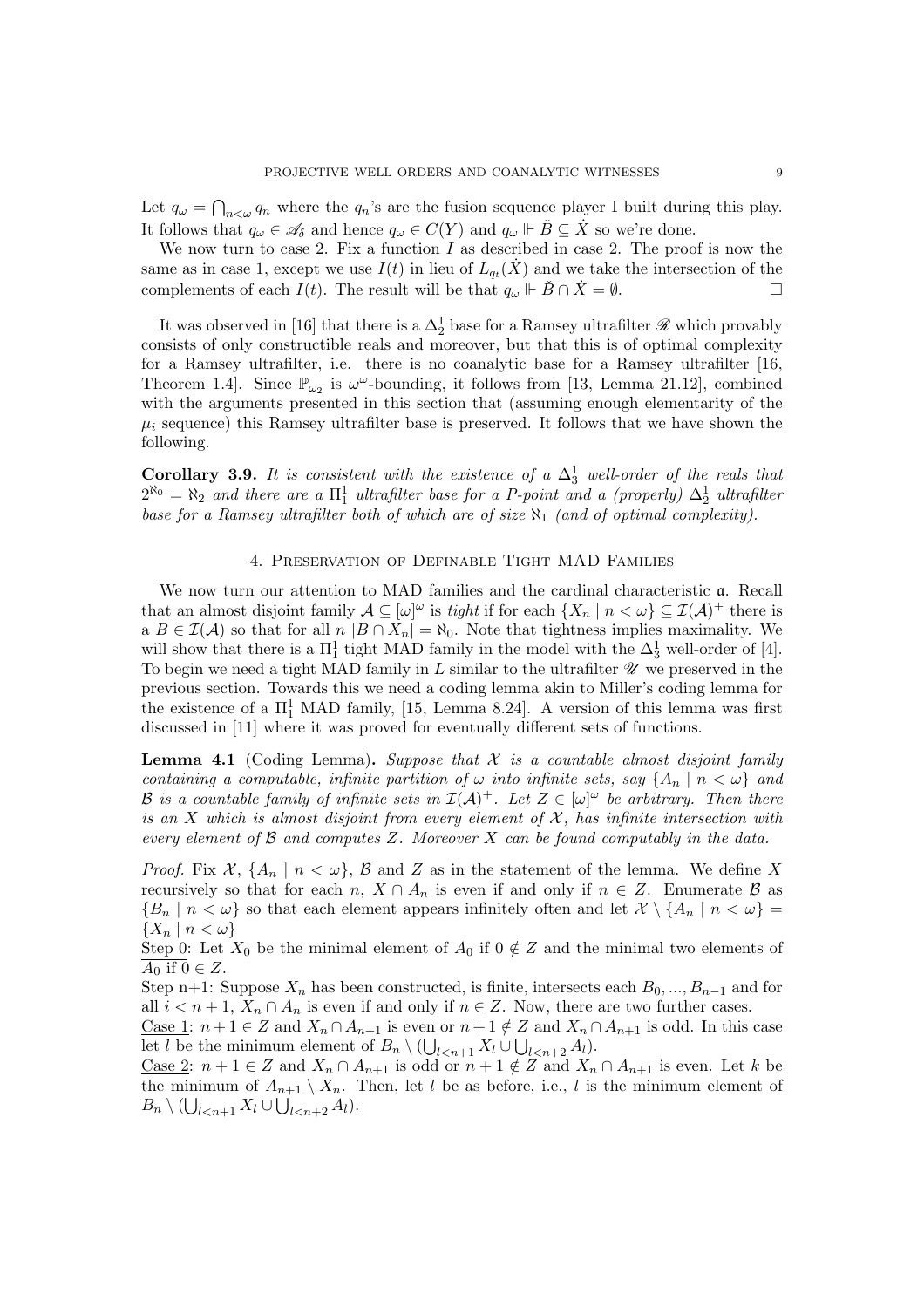Let $q_\omega = \bigcap_{n<\omega} q_n$ where the $q_n$'s are the fusion sequence player I built during this play. It follows that $q_\omega \in \mathscr{A}_\delta$ and hence $q_\omega \in C(Y)$ and $q_\omega \Vdash \check{B} \subseteq \dot{X}$ so we're done.

We now turn to case 2. Fix a function $I$ as described in case 2. The proof is now the same as in case 1, except we use $I(t)$ in lieu of $L_{q_t}(\dot{X})$ and we take the intersection of the complements of each $I(t)$. The result will be that $q_\omega \Vdash \check{B} \cap \dot{X} = \emptyset$. □

It was observed in [16] that there is a $\Delta^1_2$ base for a Ramsey ultrafilter $\mathscr{R}$ which provably consists of only constructible reals and moreover, but that this is of optimal complexity for a Ramsey ultrafilter, i.e. there is no coanalytic base for a Ramsey ultrafilter [16, Theorem 1.4]. Since $\mathbb{P}_{\omega_2}$ is $\omega^\omega$-bounding, it follows from [13, Lemma 21.12], combined with the arguments presented in this section that (assuming enough elementarity of the $\mu_i$ sequence) this Ramsey ultrafilter base is preserved. It follows that we have shown the following.

**Corollary 3.9.** *It is consistent with the existence of a $\Delta^1_3$ well-order of the reals that $2^{\aleph_0} = \aleph_2$ and there are a $\Pi^1_1$ ultrafilter base for a P-point and a (properly) $\Delta^1_2$ ultrafilter base for a Ramsey ultrafilter both of which are of size $\aleph_1$ (and of optimal complexity).*

## 4. Preservation of Definable Tight MAD Families

We now turn our attention to MAD families and the cardinal characteristic $\mathfrak{a}$. Recall that an almost disjoint family $\mathcal{A} \subseteq [\omega]^\omega$ is *tight* if for each $\{X_n \mid n < \omega\} \subseteq \mathcal{I}(\mathcal{A})^+$ there is a $B \in \mathcal{I}(\mathcal{A})$ so that for all $n$ $|B \cap X_n| = \aleph_0$. Note that tightness implies maximality. We will show that there is a $\Pi^1_1$ tight MAD family in the model with the $\Delta^1_3$ well-order of [4]. To begin we need a tight MAD family in $L$ similar to the ultrafilter $\mathscr{U}$ we preserved in the previous section. Towards this we need a coding lemma akin to Miller's coding lemma for the existence of a $\Pi^1_1$ MAD family, [15, Lemma 8.24]. A version of this lemma was first discussed in [11] where it was proved for eventually different sets of functions.

**Lemma 4.1** (Coding Lemma)**.** *Suppose that $\mathcal{X}$ is a countable almost disjoint family containing a computable, infinite partition of $\omega$ into infinite sets, say $\{A_n \mid n < \omega\}$ and $\mathcal{B}$ is a countable family of infinite sets in $\mathcal{I}(\mathcal{A})^+$. Let $Z \in [\omega]^\omega$ be arbitrary. Then there is an $X$ which is almost disjoint from every element of $\mathcal{X}$, has infinite intersection with every element of $\mathcal{B}$ and computes $Z$. Moreover $X$ can be found computably in the data.*

*Proof.* Fix $\mathcal{X}$, $\{A_n \mid n < \omega\}$, $\mathcal{B}$ and $Z$ as in the statement of the lemma. We define $X$ recursively so that for each $n$, $X \cap A_n$ is even if and only if $n \in Z$. Enumerate $\mathcal{B}$ as $\{B_n \mid n < \omega\}$ so that each element appears infinitely often and let $\mathcal{X} \setminus \{A_n \mid n < \omega\} = \{X_n \mid n < \omega\}$

Step 0: Let $X_0$ be the minimal element of $A_0$ if $0 \notin Z$ and the minimal two elements of $A_0$ if $0 \in Z$.

Step n+1: Suppose $X_n$ has been constructed, is finite, intersects each $B_0, ..., B_{n-1}$ and for all $i < n+1$, $X_n \cap A_n$ is even if and only if $n \in Z$. Now, there are two further cases.

Case 1: $n+1 \in Z$ and $X_n \cap A_{n+1}$ is even or $n+1 \notin Z$ and $X_n \cap A_{n+1}$ is odd. In this case let $l$ be the minimum element of $B_n \setminus (\bigcup_{l<n+1} X_l \cup \bigcup_{l<n+2} A_l)$.

Case 2: $n+1 \in Z$ and $X_n \cap A_{n+1}$ is odd or $n+1 \notin Z$ and $X_n \cap A_{n+1}$ is even. Let $k$ be the minimum of $A_{n+1} \setminus X_n$. Then, let $l$ be as before, i.e., $l$ is the minimum element of $B_n \setminus (\bigcup_{l<n+1} X_l \cup \bigcup_{l<n+2} A_l)$.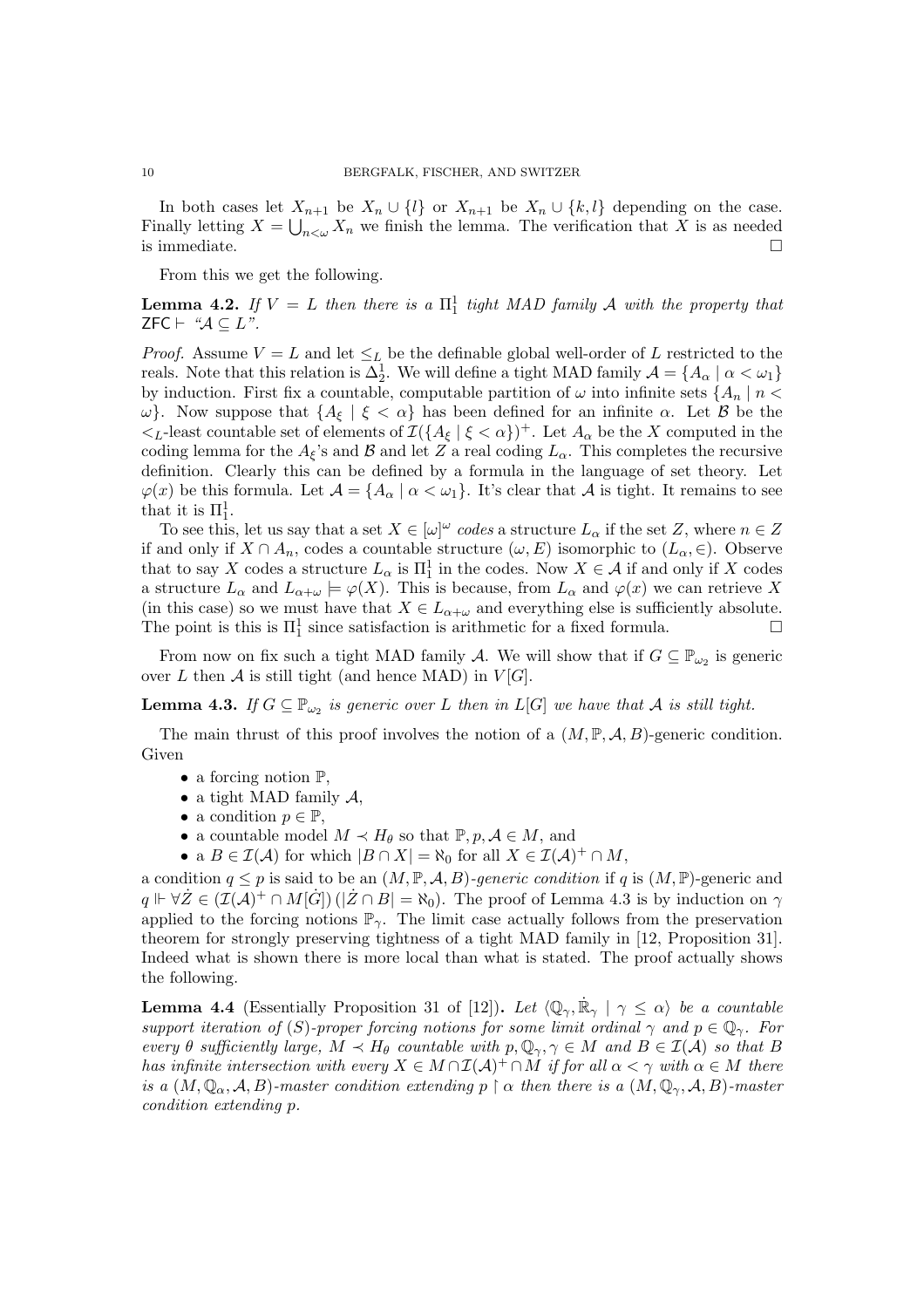In both cases let $X_{n+1}$ be $X_n \cup \{l\}$ or $X_{n+1}$ be $X_n \cup \{k, l\}$ depending on the case. Finally letting $X = \bigcup_{n<\omega} X_n$ we finish the lemma. The verification that $X$ is as needed is immediate. $\square$

From this we get the following.

**Lemma 4.2.** *If $V = L$ then there is a $\Pi^1_1$ tight MAD family $\mathcal{A}$ with the property that $\mathsf{ZFC} \vdash$ "$\mathcal{A} \subseteq L$".*

*Proof.* Assume $V = L$ and let $\leq_L$ be the definable global well-order of $L$ restricted to the reals. Note that this relation is $\Delta^1_2$. We will define a tight MAD family $\mathcal{A} = \{A_\alpha \mid \alpha < \omega_1\}$ by induction. First fix a countable, computable partition of $\omega$ into infinite sets $\{A_n \mid n < \omega\}$. Now suppose that $\{A_\xi \mid \xi < \alpha\}$ has been defined for an infinite $\alpha$. Let $\mathcal{B}$ be the $<_L$-least countable set of elements of $\mathcal{I}(\{A_\xi \mid \xi < \alpha\})^+$. Let $A_\alpha$ be the $X$ computed in the coding lemma for the $A_\xi$'s and $\mathcal{B}$ and let $Z$ a real coding $L_\alpha$. This completes the recursive definition. Clearly this can be defined by a formula in the language of set theory. Let $\varphi(x)$ be this formula. Let $\mathcal{A} = \{A_\alpha \mid \alpha < \omega_1\}$. It's clear that $\mathcal{A}$ is tight. It remains to see that it is $\Pi^1_1$.

To see this, let us say that a set $X \in [\omega]^\omega$ *codes* a structure $L_\alpha$ if the set $Z$, where $n \in Z$ if and only if $X \cap A_n$, codes a countable structure $(\omega, E)$ isomorphic to $(L_\alpha, \in)$. Observe that to say $X$ codes a structure $L_\alpha$ is $\Pi^1_1$ in the codes. Now $X \in \mathcal{A}$ if and only if $X$ codes a structure $L_\alpha$ and $L_{\alpha+\omega} \models \varphi(X)$. This is because, from $L_\alpha$ and $\varphi(x)$ we can retrieve $X$ (in this case) so we must have that $X \in L_{\alpha+\omega}$ and everything else is sufficiently absolute. The point is this is $\Pi^1_1$ since satisfaction is arithmetic for a fixed formula. $\square$

From now on fix such a tight MAD family $\mathcal{A}$. We will show that if $G \subseteq \mathbb{P}_{\omega_2}$ is generic over $L$ then $\mathcal{A}$ is still tight (and hence MAD) in $V[G]$.

**Lemma 4.3.** *If $G \subseteq \mathbb{P}_{\omega_2}$ is generic over $L$ then in $L[G]$ we have that $\mathcal{A}$ is still tight.*

The main thrust of this proof involves the notion of a $(M, \mathbb{P}, \mathcal{A}, B)$-generic condition. Given

- a forcing notion $\mathbb{P}$,
- a tight MAD family $\mathcal{A}$,
- a condition $p \in \mathbb{P}$,
- a countable model $M \prec H_\theta$ so that $\mathbb{P}, p, \mathcal{A} \in M$, and
- a $B \in \mathcal{I}(\mathcal{A})$ for which $|B \cap X| = \aleph_0$ for all $X \in \mathcal{I}(\mathcal{A})^+ \cap M$,

a condition $q \leq p$ is said to be an $(M, \mathbb{P}, \mathcal{A}, B)$*-generic condition* if $q$ is $(M, \mathbb{P})$-generic and $q \Vdash \forall \dot{Z} \in (\mathcal{I}(\mathcal{A})^+ \cap M[\dot{G}])\,(|\dot{Z} \cap B| = \aleph_0)$. The proof of Lemma 4.3 is by induction on $\gamma$ applied to the forcing notions $\mathbb{P}_\gamma$. The limit case actually follows from the preservation theorem for strongly preserving tightness of a tight MAD family in [12, Proposition 31]. Indeed what is shown there is more local than what is stated. The proof actually shows the following.

**Lemma 4.4** (Essentially Proposition 31 of [12])**.** *Let $\langle \mathbb{Q}_\gamma, \dot{\mathbb{R}}_\gamma \mid \gamma \leq \alpha \rangle$ be a countable support iteration of $(S)$-proper forcing notions for some limit ordinal $\gamma$ and $p \in \mathbb{Q}_\gamma$. For every $\theta$ sufficiently large, $M \prec H_\theta$ countable with $p, \mathbb{Q}_\gamma, \gamma \in M$ and $B \in \mathcal{I}(\mathcal{A})$ so that $B$ has infinite intersection with every $X \in M \cap \mathcal{I}(\mathcal{A})^+ \cap M$ if for all $\alpha < \gamma$ with $\alpha \in M$ there is a $(M, \mathbb{Q}_\alpha, \mathcal{A}, B)$-master condition extending $p \restriction \alpha$ then there is a $(M, \mathbb{Q}_\gamma, \mathcal{A}, B)$-master condition extending $p$.*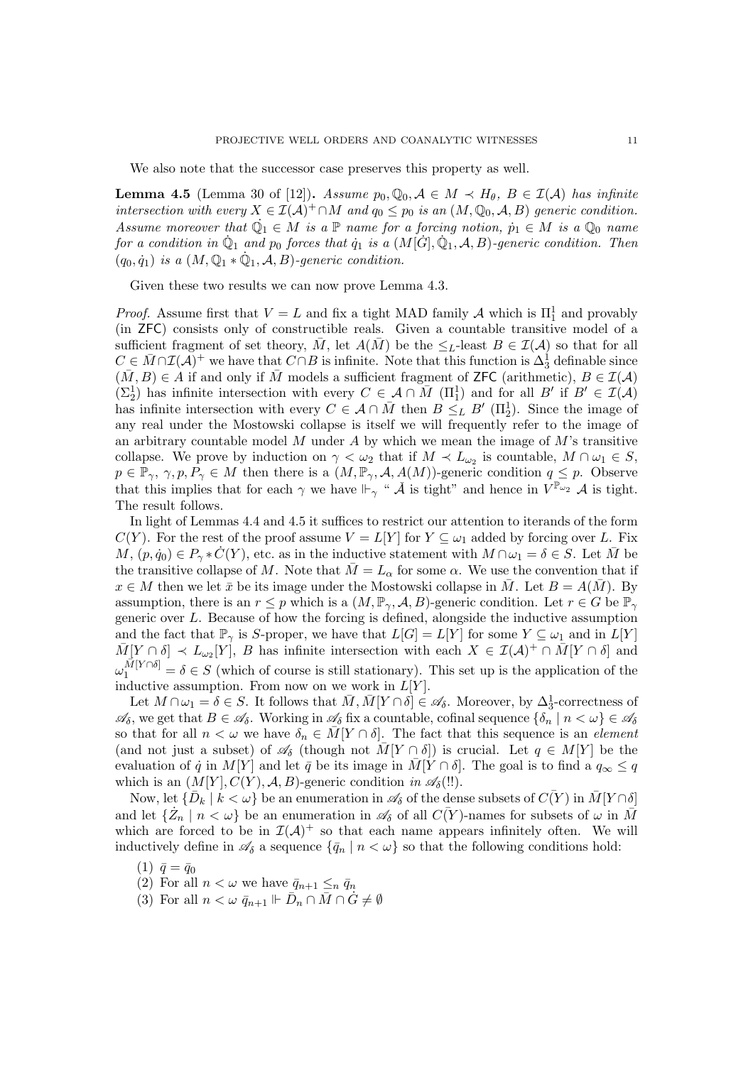We also note that the successor case preserves this property as well.

**Lemma 4.5** (Lemma 30 of [12])**.** *Assume $p_0, \mathbb{Q}_0, \mathcal{A} \in M \prec H_\theta$, $B \in \mathcal{I}(\mathcal{A})$ has infinite intersection with every $X \in \mathcal{I}(\mathcal{A})^+ \cap M$ and $q_0 \leq p_0$ is an $(M, \mathbb{Q}_0, \mathcal{A}, B)$ generic condition. Assume moreover that $\dot{\mathbb{Q}}_1 \in M$ is a $\mathbb{P}$ name for a forcing notion, $\dot{p}_1 \in M$ is a $\mathbb{Q}_0$ name for a condition in $\dot{\mathbb{Q}}_1$ and $p_0$ forces that $\dot{q}_1$ is a $(M[\dot{G}], \dot{\mathbb{Q}}_1, \mathcal{A}, B)$-generic condition. Then $(q_0, \dot{q}_1)$ is a $(M, \mathbb{Q}_1 * \dot{\mathbb{Q}}_1, \mathcal{A}, B)$-generic condition.*

Given these two results we can now prove Lemma 4.3.

*Proof.* Assume first that $V = L$ and fix a tight MAD family $\mathcal{A}$ which is $\Pi^1_1$ and provably (in ZFC) consists only of constructible reals. Given a countable transitive model of a sufficient fragment of set theory, $\bar{M}$, let $A(\bar{M})$ be the $\leq_L$-least $B \in \mathcal{I}(\mathcal{A})$ so that for all $C \in \bar{M} \cap \mathcal{I}(\mathcal{A})^+$ we have that $C \cap B$ is infinite. Note that this function is $\Delta^1_3$ definable since $(\bar{M}, B) \in A$ if and only if $\bar{M}$ models a sufficient fragment of ZFC (arithmetic), $B \in \mathcal{I}(\mathcal{A})$ ($\Sigma^1_2$) has infinite intersection with every $C \in \mathcal{A} \cap \bar{M}$ ($\Pi^1_1$) and for all $B'$ if $B' \in \mathcal{I}(\mathcal{A})$ has infinite intersection with every $C \in \mathcal{A} \cap \bar{M}$ then $B \leq_L B'$ ($\Pi^1_2$). Since the image of any real under the Mostowski collapse is itself we will frequently refer to the image of an arbitrary countable model $M$ under $A$ by which we mean the image of $M$'s transitive collapse. We prove by induction on $\gamma < \omega_2$ that if $M \prec L_{\omega_2}$ is countable, $M \cap \omega_1 \in S$, $p \in \mathbb{P}_\gamma$, $\gamma, p, P_\gamma \in M$ then there is a $(M, \mathbb{P}_\gamma, \mathcal{A}, A(M))$-generic condition $q \leq p$. Observe that this implies that for each $\gamma$ we have $\Vdash_\gamma$ "$\check{\mathcal{A}}$ is tight" and hence in $V^{\mathbb{P}_{\omega_2}}$ $\mathcal{A}$ is tight. The result follows.

In light of Lemmas 4.4 and 4.5 it suffices to restrict our attention to iterands of the form $C(Y)$. For the rest of the proof assume $V = L[Y]$ for $Y \subseteq \omega_1$ added by forcing over $L$. Fix $M$, $(p, \dot{q}_0) \in P_\gamma * \dot{C}(Y)$, etc. as in the inductive statement with $M \cap \omega_1 = \delta \in S$. Let $\bar{M}$ be the transitive collapse of $M$. Note that $\bar{M} = L_\alpha$ for some $\alpha$. We use the convention that if $x \in M$ then we let $\bar{x}$ be its image under the Mostowski collapse in $\bar{M}$. Let $B = A(\bar{M})$. By assumption, there is an $r \leq p$ which is a $(M, \mathbb{P}_\gamma, \mathcal{A}, B)$-generic condition. Let $r \in G$ be $\mathbb{P}_\gamma$ generic over $L$. Because of how the forcing is defined, alongside the inductive assumption and the fact that $\mathbb{P}_\gamma$ is $S$-proper, we have that $L[G] = L[Y]$ for some $Y \subseteq \omega_1$ and in $L[Y]$ $\bar{M}[Y \cap \delta] \prec L_{\omega_2}[Y]$, $B$ has infinite intersection with each $X \in \mathcal{I}(\mathcal{A})^+ \cap \bar{M}[Y \cap \delta]$ and $\omega_1^{\bar{M}[Y \cap \delta]} = \delta \in S$ (which of course is still stationary). This set up is the application of the inductive assumption. From now on we work in $L[Y]$.

Let $M \cap \omega_1 = \delta \in S$. It follows that $\bar{M}, \bar{M}[Y \cap \delta] \in \mathscr{A}_\delta$. Moreover, by $\Delta^1_3$-correctness of $\mathscr{A}_\delta$, we get that $B \in \mathscr{A}_\delta$. Working in $\mathscr{A}_\delta$ fix a countable, cofinal sequence $\{\delta_n \mid n < \omega\} \in \mathscr{A}_\delta$ so that for all $n < \omega$ we have $\delta_n \in \bar{M}[Y \cap \delta]$. The fact that this sequence is an *element* (and not just a subset) of $\mathscr{A}_\delta$ (though not $\bar{M}[Y \cap \delta]$) is crucial. Let $q \in M[Y]$ be the evaluation of $\dot{q}$ in $M[Y]$ and let $\bar{q}$ be its image in $\bar{M}[Y \cap \delta]$. The goal is to find a $q_\infty \leq q$ which is an $(M[Y], C(Y), \mathcal{A}, B)$-generic condition *in* $\mathscr{A}_\delta$(!!).

Now, let $\{\bar{D}_k \mid k < \omega\}$ be an enumeration in $\mathscr{A}_\delta$ of the dense subsets of $\bar{C(Y)}$ in $\bar{M}[Y \cap \delta]$ and let $\{\dot{Z}_n \mid n < \omega\}$ be an enumeration in $\mathscr{A}_\delta$ of all $\bar{C(Y)}$-names for subsets of $\omega$ in $\bar{M}$ which are forced to be in $\mathcal{I}(\mathcal{A})^+$ so that each name appears infinitely often. We will inductively define in $\mathscr{A}_\delta$ a sequence $\{\bar{q}_n \mid n < \omega\}$ so that the following conditions hold:

(1) $\bar{q} = \bar{q}_0$
(2) For all $n < \omega$ we have $\bar{q}_{n+1} \leq_n \bar{q}_n$
(3) For all $n < \omega$ $\bar{q}_{n+1} \Vdash \bar{D}_n \cap \bar{M} \cap \dot{G} \neq \emptyset$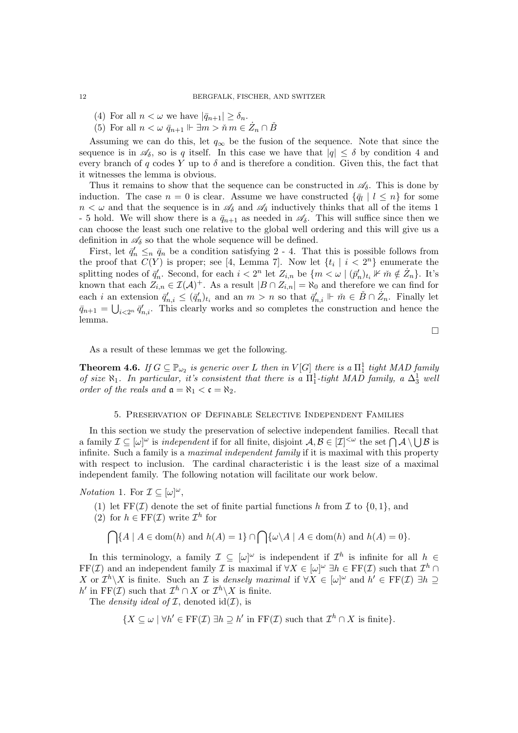(4) For all $n < \omega$ we have $|\bar{q}_{n+1}| \geq \delta_n$.

(5) For all $n < \omega$ $\bar{q}_{n+1} \Vdash \exists m > \check{n}\, m \in \dot{Z}_n \cap \check{B}$

Assuming we can do this, let $q_\infty$ be the fusion of the sequence. Note that since the sequence is in $\mathscr{A}_\delta$, so is $q$ itself. In this case we have that $|q| \leq \delta$ by condition 4 and every branch of $q$ codes $Y$ up to $\delta$ and is therefore a condition. Given this, the fact that it witnesses the lemma is obvious.

Thus it remains to show that the sequence can be constructed in $\mathscr{A}_\delta$. This is done by induction. The case $n = 0$ is clear. Assume we have constructed $\{\bar{q}_l \mid l \leq n\}$ for some $n < \omega$ and that the sequence is in $\mathscr{A}_\delta$ and $\mathscr{A}_\delta$ inductively thinks that all of the items 1 - 5 hold. We will show there is a $\bar{q}_{n+1}$ as needed in $\mathscr{A}_\delta$. This will suffice since then we can choose the least such one relative to the global well ordering and this will give us a definition in $\mathscr{A}_\delta$ so that the whole sequence will be defined.

First, let $\bar{q}'_n \leq_n \bar{q}_n$ be a condition satisfying 2 - 4. That this is possible follows from the proof that $C(Y)$ is proper; see [4, Lemma 7]. Now let $\{t_i \mid i < 2^n\}$ enumerate the splitting nodes of $\bar{q}'_n$. Second, for each $i < 2^n$ let $Z_{i,n}$ be $\{m < \omega \mid (\bar{p}'_n)_{t_i} \not\Vdash \check{m} \notin \dot{Z}_n\}$. It's known that each $Z_{i,n} \in \mathcal{I}(\mathcal{A})^+$. As a result $|B \cap Z_{i,n}| = \aleph_0$ and therefore we can find for each $i$ an extension $\bar{q}'_{n,i} \leq (\bar{q}'_n)_{t_i}$ and an $m > n$ so that $\bar{q}'_{n,i} \Vdash \check{m} \in \check{B} \cap \dot{Z}_n$. Finally let $\bar{q}_{n+1} = \bigcup_{i<2^n} \bar{q}'_{n,i}$. This clearly works and so completes the construction and hence the lemma.

$\square$

As a result of these lemmas we get the following.

**Theorem 4.6.** *If $G \subseteq \mathbb{P}_{\omega_2}$ is generic over $L$ then in $V[G]$ there is a $\Pi^1_1$ tight MAD family of size $\aleph_1$. In particular, it's consistent that there is a $\Pi^1_1$-tight MAD family, a $\Delta^1_3$ well order of the reals and $\mathfrak{a} = \aleph_1 < \mathfrak{c} = \aleph_2$.*

## 5. Preservation of Definable Selective Independent Families

In this section we study the preservation of selective independent families. Recall that a family $\mathcal{I} \subseteq [\omega]^\omega$ is *independent* if for all finite, disjoint $\mathcal{A}, \mathcal{B} \in [\mathcal{I}]^{<\omega}$ the set $\bigcap \mathcal{A} \setminus \bigcup \mathcal{B}$ is infinite. Such a family is a *maximal independent family* if it is maximal with this property with respect to inclusion. The cardinal characteristic $\mathfrak{i}$ is the least size of a maximal independent family. The following notation will facilitate our work below.

*Notation* 1. For $\mathcal{I} \subseteq [\omega]^\omega$,

(1) let $\mathrm{FF}(\mathcal{I})$ denote the set of finite partial functions $h$ from $\mathcal{I}$ to $\{0, 1\}$, and

(2) for $h \in \mathrm{FF}(\mathcal{I})$ write $\mathcal{I}^h$ for

$$\bigcap\{A \mid A \in \mathrm{dom}(h) \text{ and } h(A) = 1\} \cap \bigcap\{\omega \setminus A \mid A \in \mathrm{dom}(h) \text{ and } h(A) = 0\}.$$

In this terminology, a family $\mathcal{I} \subseteq [\omega]^\omega$ is independent if $\mathcal{I}^h$ is infinite for all $h \in \mathrm{FF}(\mathcal{I})$ and an independent family $\mathcal{I}$ is maximal if $\forall X \in [\omega]^\omega\ \exists h \in \mathrm{FF}(\mathcal{I})$ such that $\mathcal{I}^h \cap X$ or $\mathcal{I}^h \setminus X$ is finite. Such an $\mathcal{I}$ is *densely maximal* if $\forall X \in [\omega]^\omega$ and $h' \in \mathrm{FF}(\mathcal{I})$ $\exists h \supseteq h'$ in $\mathrm{FF}(\mathcal{I})$ such that $\mathcal{I}^h \cap X$ or $\mathcal{I}^h \setminus X$ is finite.

The *density ideal of* $\mathcal{I}$, denoted $\mathrm{id}(\mathcal{I})$, is

$$\{X \subseteq \omega \mid \forall h' \in \mathrm{FF}(\mathcal{I})\ \exists h \supseteq h' \text{ in } \mathrm{FF}(\mathcal{I}) \text{ such that } \mathcal{I}^h \cap X \text{ is finite}\}.$$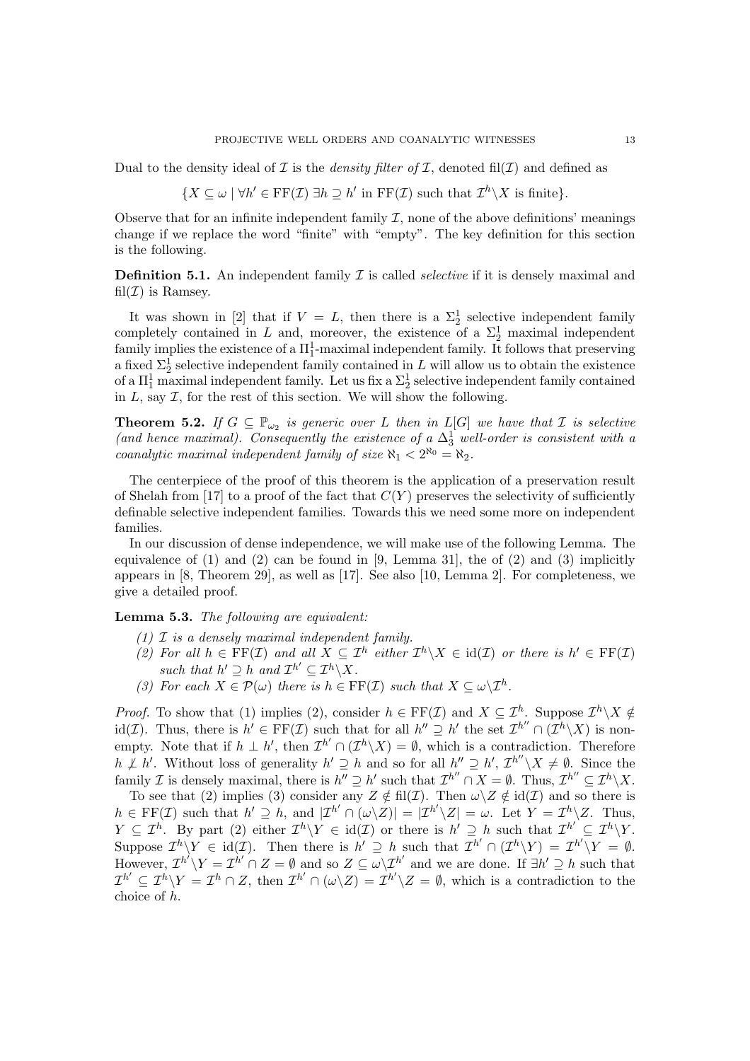Dual to the density ideal of $\mathcal{I}$ is the *density filter of* $\mathcal{I}$, denoted $\mathrm{fil}(\mathcal{I})$ and defined as

$$\{X \subseteq \omega \mid \forall h' \in \mathrm{FF}(\mathcal{I})\ \exists h \supseteq h' \text{ in } \mathrm{FF}(\mathcal{I}) \text{ such that } \mathcal{I}^h \backslash X \text{ is finite}\}.$$

Observe that for an infinite independent family $\mathcal{I}$, none of the above definitions' meanings change if we replace the word "finite" with "empty". The key definition for this section is the following.

**Definition 5.1.** An independent family $\mathcal{I}$ is called *selective* if it is densely maximal and $\mathrm{fil}(\mathcal{I})$ is Ramsey.

It was shown in [2] that if $V = L$, then there is a $\Sigma^1_2$ selective independent family completely contained in $L$ and, moreover, the existence of a $\Sigma^1_2$ maximal independent family implies the existence of a $\Pi^1_1$-maximal independent family. It follows that preserving a fixed $\Sigma^1_2$ selective independent family contained in $L$ will allow us to obtain the existence of a $\Pi^1_1$ maximal independent family. Let us fix a $\Sigma^1_2$ selective independent family contained in $L$, say $\mathcal{I}$, for the rest of this section. We will show the following.

**Theorem 5.2.** *If $G \subseteq \mathbb{P}_{\omega_2}$ is generic over $L$ then in $L[G]$ we have that $\mathcal{I}$ is selective (and hence maximal). Consequently the existence of a $\Delta^1_3$ well-order is consistent with a coanalytic maximal independent family of size $\aleph_1 < 2^{\aleph_0} = \aleph_2$.*

The centerpiece of the proof of this theorem is the application of a preservation result of Shelah from [17] to a proof of the fact that $C(Y)$ preserves the selectivity of sufficiently definable selective independent families. Towards this we need some more on independent families.

In our discussion of dense independence, we will make use of the following Lemma. The equivalence of (1) and (2) can be found in [9, Lemma 31], the of (2) and (3) implicitly appears in [8, Theorem 29], as well as [17]. See also [10, Lemma 2]. For completeness, we give a detailed proof.

**Lemma 5.3.** *The following are equivalent:*

1. *$\mathcal{I}$ is a densely maximal independent family.*
2. *For all $h \in \mathrm{FF}(\mathcal{I})$ and all $X \subseteq \mathcal{I}^h$ either $\mathcal{I}^h \backslash X \in \mathrm{id}(\mathcal{I})$ or there is $h' \in \mathrm{FF}(\mathcal{I})$ such that $h' \supseteq h$ and $\mathcal{I}^{h'} \subseteq \mathcal{I}^h \backslash X$.*
3. *For each $X \in \mathcal{P}(\omega)$ there is $h \in \mathrm{FF}(\mathcal{I})$ such that $X \subseteq \omega \backslash \mathcal{I}^h$.*

*Proof.* To show that (1) implies (2), consider $h \in \mathrm{FF}(\mathcal{I})$ and $X \subseteq \mathcal{I}^h$. Suppose $\mathcal{I}^h \backslash X \notin \mathrm{id}(\mathcal{I})$. Thus, there is $h' \in \mathrm{FF}(\mathcal{I})$ such that for all $h'' \supseteq h'$ the set $\mathcal{I}^{h''} \cap (\mathcal{I}^h \backslash X)$ is non-empty. Note that if $h \perp h'$, then $\mathcal{I}^{h'} \cap (\mathcal{I}^h \backslash X) = \emptyset$, which is a contradiction. Therefore $h \not\perp h'$. Without loss of generality $h' \supseteq h$ and so for all $h'' \supseteq h'$, $\mathcal{I}^{h''} \backslash X \neq \emptyset$. Since the family $\mathcal{I}$ is densely maximal, there is $h'' \supseteq h'$ such that $\mathcal{I}^{h''} \cap X = \emptyset$. Thus, $\mathcal{I}^{h''} \subseteq \mathcal{I}^h \backslash X$.

To see that (2) implies (3) consider any $Z \notin \mathrm{fil}(\mathcal{I})$. Then $\omega \backslash Z \notin \mathrm{id}(\mathcal{I})$ and so there is $h \in \mathrm{FF}(\mathcal{I})$ such that $h' \supseteq h$, and $|\mathcal{I}^{h'} \cap (\omega \backslash Z)| = |\mathcal{I}^{h'} \backslash Z| = \omega$. Let $Y = \mathcal{I}^h \backslash Z$. Thus, $Y \subseteq \mathcal{I}^h$. By part (2) either $\mathcal{I}^h \backslash Y \in \mathrm{id}(\mathcal{I})$ or there is $h' \supseteq h$ such that $\mathcal{I}^{h'} \subseteq \mathcal{I}^h \backslash Y$. Suppose $\mathcal{I}^h \backslash Y \in \mathrm{id}(\mathcal{I})$. Then there is $h' \supseteq h$ such that $\mathcal{I}^{h'} \cap (\mathcal{I}^h \backslash Y) = \mathcal{I}^{h'} \backslash Y = \emptyset$. However, $\mathcal{I}^{h'} \backslash Y = \mathcal{I}^{h'} \cap Z = \emptyset$ and so $Z \subseteq \omega \backslash \mathcal{I}^{h'}$ and we are done. If $\exists h' \supseteq h$ such that $\mathcal{I}^{h'} \subseteq \mathcal{I}^h \backslash Y = \mathcal{I}^h \cap Z$, then $\mathcal{I}^{h'} \cap (\omega \backslash Z) = \mathcal{I}^{h'} \backslash Z = \emptyset$, which is a contradiction to the choice of $h$.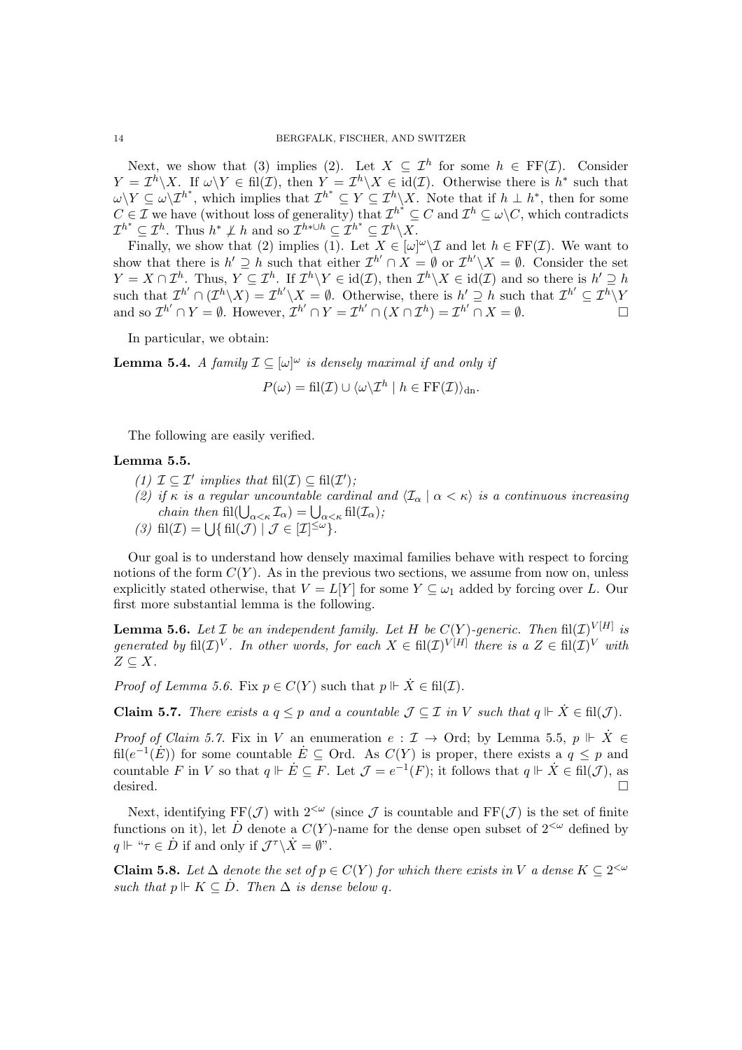Next, we show that (3) implies (2). Let $X \subseteq \mathcal{I}^h$ for some $h \in \mathrm{FF}(\mathcal{I})$. Consider $Y = \mathcal{I}^h \backslash X$. If $\omega \backslash Y \in \mathrm{fil}(\mathcal{I})$, then $Y = \mathcal{I}^h \backslash X \in \mathrm{id}(\mathcal{I})$. Otherwise there is $h^*$ such that $\omega \backslash Y \subseteq \omega \backslash \mathcal{I}^{h^*}$, which implies that $\mathcal{I}^{h^*} \subseteq Y \subseteq \mathcal{I}^h \backslash X$. Note that if $h \perp h^*$, then for some $C \in \mathcal{I}$ we have (without loss of generality) that $\mathcal{I}^{h^*} \subseteq C$ and $\mathcal{I}^h \subseteq \omega \backslash C$, which contradicts $\mathcal{I}^{h^*} \subseteq \mathcal{I}^h$. Thus $h^* \not\perp h$ and so $\mathcal{I}^{h* \cup h} \subseteq \mathcal{I}^{h^*} \subseteq \mathcal{I}^h \backslash X$.

Finally, we show that (2) implies (1). Let $X \in [\omega]^\omega \backslash \mathcal{I}$ and let $h \in \mathrm{FF}(\mathcal{I})$. We want to show that there is $h' \supseteq h$ such that either $\mathcal{I}^{h'} \cap X = \emptyset$ or $\mathcal{I}^{h'} \backslash X = \emptyset$. Consider the set $Y = X \cap \mathcal{I}^h$. Thus, $Y \subseteq \mathcal{I}^h$. If $\mathcal{I}^h \backslash Y \in \mathrm{id}(\mathcal{I})$, then $\mathcal{I}^h \backslash X \in \mathrm{id}(\mathcal{I})$ and so there is $h' \supseteq h$ such that $\mathcal{I}^{h'} \cap (\mathcal{I}^h \backslash X) = \mathcal{I}^{h'} \backslash X = \emptyset$. Otherwise, there is $h' \supseteq h$ such that $\mathcal{I}^{h'} \subseteq \mathcal{I}^h \backslash Y$ and so $\mathcal{I}^{h'} \cap Y = \emptyset$. However, $\mathcal{I}^{h'} \cap Y = \mathcal{I}^{h'} \cap (X \cap \mathcal{I}^h) = \mathcal{I}^{h'} \cap X = \emptyset$. □

In particular, we obtain:

**Lemma 5.4.** *A family $\mathcal{I} \subseteq [\omega]^\omega$ is densely maximal if and only if*

$$P(\omega) = \mathrm{fil}(\mathcal{I}) \cup \langle \omega \backslash \mathcal{I}^h \mid h \in \mathrm{FF}(\mathcal{I}) \rangle_{\mathrm{dn}}.$$

The following are easily verified.

**Lemma 5.5.**

*(1) $\mathcal{I} \subseteq \mathcal{I}'$ implies that $\mathrm{fil}(\mathcal{I}) \subseteq \mathrm{fil}(\mathcal{I}')$;*

*(2) if $\kappa$ is a regular uncountable cardinal and $\langle \mathcal{I}_\alpha \mid \alpha < \kappa \rangle$ is a continuous increasing chain then $\mathrm{fil}(\bigcup_{\alpha<\kappa} \mathcal{I}_\alpha) = \bigcup_{\alpha<\kappa} \mathrm{fil}(\mathcal{I}_\alpha)$;*

*(3) $\mathrm{fil}(\mathcal{I}) = \bigcup \{ \mathrm{fil}(\mathcal{J}) \mid \mathcal{J} \in [\mathcal{I}]^{\leq \omega} \}$.*

Our goal is to understand how densely maximal families behave with respect to forcing notions of the form $C(Y)$. As in the previous two sections, we assume from now on, unless explicitly stated otherwise, that $V = L[Y]$ for some $Y \subseteq \omega_1$ added by forcing over $L$. Our first more substantial lemma is the following.

**Lemma 5.6.** *Let $\mathcal{I}$ be an independent family. Let $H$ be $C(Y)$-generic. Then $\mathrm{fil}(\mathcal{I})^{V[H]}$ is generated by $\mathrm{fil}(\mathcal{I})^V$. In other words, for each $X \in \mathrm{fil}(\mathcal{I})^{V[H]}$ there is a $Z \in \mathrm{fil}(\mathcal{I})^V$ with $Z \subseteq X$.*

*Proof of Lemma 5.6.* Fix $p \in C(Y)$ such that $p \Vdash \dot{X} \in \mathrm{fil}(\mathcal{I})$.

**Claim 5.7.** *There exists a $q \leq p$ and a countable $\mathcal{J} \subseteq \mathcal{I}$ in $V$ such that $q \Vdash \dot{X} \in \mathrm{fil}(\mathcal{J})$.*

*Proof of Claim 5.7.* Fix in $V$ an enumeration $e : \mathcal{I} \to \mathrm{Ord}$; by Lemma 5.5, $p \Vdash \dot{X} \in \mathrm{fil}(e^{-1}(\dot{E}))$ for some countable $\dot{E} \subseteq \mathrm{Ord}$. As $C(Y)$ is proper, there exists a $q \leq p$ and countable $F$ in $V$ so that $q \Vdash \dot{E} \subseteq F$. Let $\mathcal{J} = e^{-1}(F)$; it follows that $q \Vdash \dot{X} \in \mathrm{fil}(\mathcal{J})$, as desired. □

Next, identifying $\mathrm{FF}(\mathcal{J})$ with $2^{<\omega}$ (since $\mathcal{J}$ is countable and $\mathrm{FF}(\mathcal{J})$ is the set of finite functions on it), let $\dot{D}$ denote a $C(Y)$-name for the dense open subset of $2^{<\omega}$ defined by $q \Vdash$ "$\tau \in \dot{D}$ if and only if $\mathcal{J}^\tau \backslash \dot{X} = \emptyset$".

**Claim 5.8.** *Let $\Delta$ denote the set of $p \in C(Y)$ for which there exists in $V$ a dense $K \subseteq 2^{<\omega}$ such that $p \Vdash K \subseteq \dot{D}$. Then $\Delta$ is dense below $q$.*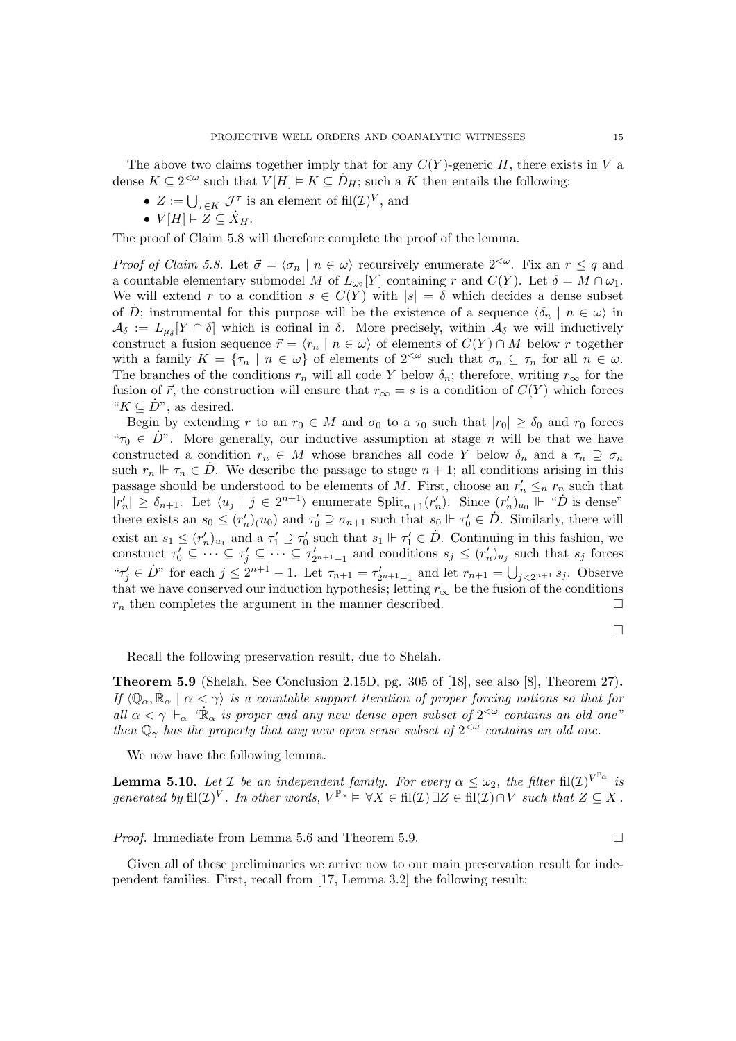The above two claims together imply that for any $C(Y)$-generic $H$, there exists in $V$ a dense $K \subseteq 2^{<\omega}$ such that $V[H] \models K \subseteq \dot{D}_H$; such a $K$ then entails the following:

- $Z := \bigcup_{\tau \in K} \mathcal{J}^\tau$ is an element of $\mathrm{fil}(\mathcal{I})^V$, and
- $V[H] \models Z \subseteq \dot{X}_H$.

The proof of Claim 5.8 will therefore complete the proof of the lemma.

*Proof of Claim 5.8.* Let $\vec{\sigma} = \langle \sigma_n \mid n \in \omega \rangle$ recursively enumerate $2^{<\omega}$. Fix an $r \leq q$ and a countable elementary submodel $M$ of $L_{\omega_2}[Y]$ containing $r$ and $C(Y)$. Let $\delta = M \cap \omega_1$. We will extend $r$ to a condition $s \in C(Y)$ with $|s| = \delta$ which decides a dense subset of $\dot{D}$; instrumental for this purpose will be the existence of a sequence $\langle \delta_n \mid n \in \omega \rangle$ in $\mathcal{A}_\delta := L_{\mu_\delta}[Y \cap \delta]$ which is cofinal in $\delta$. More precisely, within $\mathcal{A}_\delta$ we will inductively construct a fusion sequence $\vec{r} = \langle r_n \mid n \in \omega \rangle$ of elements of $C(Y) \cap M$ below $r$ together with a family $K = \{\tau_n \mid n \in \omega\}$ of elements of $2^{<\omega}$ such that $\sigma_n \subseteq \tau_n$ for all $n \in \omega$. The branches of the conditions $r_n$ will all code $Y$ below $\delta_n$; therefore, writing $r_\infty$ for the fusion of $\vec{r}$, the construction will ensure that $r_\infty = s$ is a condition of $C(Y)$ which forces "$K \subseteq \dot{D}$", as desired.

Begin by extending $r$ to an $r_0 \in M$ and $\sigma_0$ to a $\tau_0$ such that $|r_0| \geq \delta_0$ and $r_0$ forces "$\tau_0 \in \dot{D}$". More generally, our inductive assumption at stage $n$ will be that we have constructed a condition $r_n \in M$ whose branches all code $Y$ below $\delta_n$ and a $\tau_n \supseteq \sigma_n$ such $r_n \Vdash \tau_n \in \dot{D}$. We describe the passage to stage $n+1$; all conditions arising in this passage should be understood to be elements of $M$. First, choose an $r'_n \leq_n r_n$ such that $|r'_n| \geq \delta_{n+1}$. Let $\langle u_j \mid j \in 2^{n+1} \rangle$ enumerate $\mathrm{Split}_{n+1}(r'_n)$. Since $(r'_n)_{u_0} \Vdash$ "$\dot{D}$ is dense" there exists an $s_0 \leq (r'_n)_(u_0)$ and $\tau'_0 \supseteq \sigma_{n+1}$ such that $s_0 \Vdash \tau'_0 \in \dot{D}$. Similarly, there will exist an $s_1 \leq (r'_n)_{u_1}$ and a $\tau'_1 \supseteq \tau'_0$ such that $s_1 \Vdash \tau'_1 \in \dot{D}$. Continuing in this fashion, we construct $\tau'_0 \subseteq \cdots \subseteq \tau'_j \subseteq \cdots \subseteq \tau'_{2^{n+1}-1}$ and conditions $s_j \leq (r'_n)_{u_j}$ such that $s_j$ forces "$\tau'_j \in \dot{D}$" for each $j \leq 2^{n+1} - 1$. Let $\tau_{n+1} = \tau'_{2^{n+1}-1}$ and let $r_{n+1} = \bigcup_{j<2^{n+1}} s_j$. Observe that we have conserved our induction hypothesis; letting $r_\infty$ be the fusion of the conditions $r_n$ then completes the argument in the manner described. □

□

Recall the following preservation result, due to Shelah.

**Theorem 5.9** (Shelah, See Conclusion 2.15D, pg. 305 of [18], see also [8], Theorem 27)**.** *If $\langle \mathbb{Q}_\alpha, \dot{\mathbb{R}}_\alpha \mid \alpha < \gamma \rangle$ is a countable support iteration of proper forcing notions so that for all $\alpha < \gamma \Vdash_\alpha$ "$\dot{\mathbb{R}}_\alpha$ is proper and any new dense open subset of $2^{<\omega}$ contains an old one" then $\mathbb{Q}_\gamma$ has the property that any new open sense subset of $2^{<\omega}$ contains an old one.*

We now have the following lemma.

**Lemma 5.10.** *Let $\mathcal{I}$ be an independent family. For every $\alpha \leq \omega_2$, the filter $\mathrm{fil}(\mathcal{I})^{V^{\mathbb{P}_\alpha}}$ is generated by $\mathrm{fil}(\mathcal{I})^V$. In other words, $V^{\mathbb{P}_\alpha} \models \forall X \in \mathrm{fil}(\mathcal{I}) \, \exists Z \in \mathrm{fil}(\mathcal{I}) \cap V$ such that $Z \subseteq X$.*

*Proof.* Immediate from Lemma 5.6 and Theorem 5.9. □

Given all of these preliminaries we arrive now to our main preservation result for independent families. First, recall from [17, Lemma 3.2] the following result: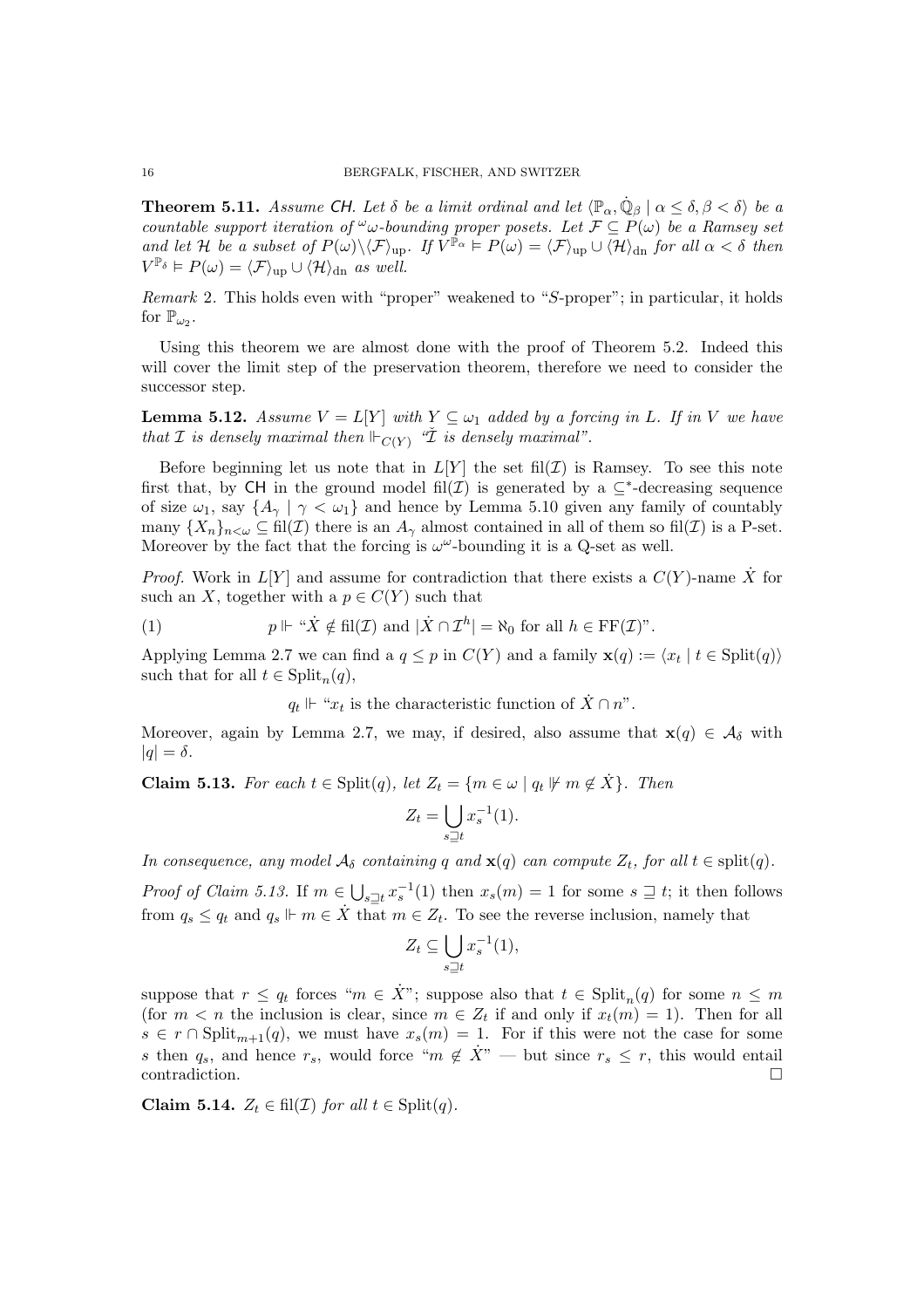**Theorem 5.11.** *Assume* CH. *Let $\delta$ be a limit ordinal and let $\langle \mathbb{P}_\alpha, \dot{\mathbb{Q}}_\beta \mid \alpha \le \delta, \beta < \delta\rangle$ be a countable support iteration of ${}^\omega\omega$-bounding proper posets. Let $\mathcal{F} \subseteq P(\omega)$ be a Ramsey set and let $\mathcal{H}$ be a subset of $P(\omega)\setminus\langle \mathcal{F}\rangle_{\rm up}$. If $V^{\mathbb{P}_\alpha} \vDash P(\omega) = \langle \mathcal{F}\rangle_{\rm up} \cup \langle \mathcal{H}\rangle_{\rm dn}$ for all $\alpha < \delta$ then $V^{\mathbb{P}_\delta} \vDash P(\omega) = \langle \mathcal{F}\rangle_{\rm up} \cup \langle \mathcal{H}\rangle_{\rm dn}$ as well.*

*Remark* 2. This holds even with "proper" weakened to "$S$-proper"; in particular, it holds for $\mathbb{P}_{\omega_2}$.

Using this theorem we are almost done with the proof of Theorem 5.2. Indeed this will cover the limit step of the preservation theorem, therefore we need to consider the successor step.

**Lemma 5.12.** *Assume $V = L[Y]$ with $Y \subseteq \omega_1$ added by a forcing in $L$. If in $V$ we have that $\mathcal{I}$ is densely maximal then $\Vdash_{C(Y)}$ "$\check{\mathcal{I}}$ is densely maximal".*

Before beginning let us note that in $L[Y]$ the set $\mathrm{fil}(\mathcal{I})$ is Ramsey. To see this note first that, by CH in the ground model $\mathrm{fil}(\mathcal{I})$ is generated by a $\subseteq^*$-decreasing sequence of size $\omega_1$, say $\{A_\gamma \mid \gamma < \omega_1\}$ and hence by Lemma 5.10 given any family of countably many $\{X_n\}_{n<\omega} \subseteq \mathrm{fil}(\mathcal{I})$ there is an $A_\gamma$ almost contained in all of them so $\mathrm{fil}(\mathcal{I})$ is a P-set. Moreover by the fact that the forcing is $\omega^\omega$-bounding it is a Q-set as well.

*Proof.* Work in $L[Y]$ and assume for contradiction that there exists a $C(Y)$-name $\dot{X}$ for such an $X$, together with a $p \in C(Y)$ such that

$$p \Vdash \text{“}\dot{X} \notin \mathrm{fil}(\mathcal{I}) \text{ and } |\dot{X} \cap \mathcal{I}^h| = \aleph_0 \text{ for all } h \in \mathrm{FF}(\mathcal{I})\text{”}. \tag{1}$$

Applying Lemma 2.7 we can find a $q \le p$ in $C(Y)$ and a family $\mathbf{x}(q) := \langle x_t \mid t \in \mathrm{Split}(q)\rangle$ such that for all $t \in \mathrm{Split}_n(q)$,

$$q_t \Vdash \text{“}x_t \text{ is the characteristic function of } \dot{X} \cap n\text{”}.$$

Moreover, again by Lemma 2.7, we may, if desired, also assume that $\mathbf{x}(q) \in \mathcal{A}_\delta$ with $|q| = \delta$.

**Claim 5.13.** *For each $t \in \mathrm{Split}(q)$, let $Z_t = \{m \in \omega \mid q_t \nVdash m \notin \dot{X}\}$. Then*

$$Z_t = \bigcup_{s \sqsupseteq t} x_s^{-1}(1).$$

*In consequence, any model $\mathcal{A}_\delta$ containing $q$ and $\mathbf{x}(q)$ can compute $Z_t$, for all $t \in \mathrm{split}(q)$.*

*Proof of Claim 5.13.* If $m \in \bigcup_{s \sqsupseteq t} x_s^{-1}(1)$ then $x_s(m) = 1$ for some $s \sqsupseteq t$; it then follows from $q_s \le q_t$ and $q_s \Vdash m \in \dot{X}$ that $m \in Z_t$. To see the reverse inclusion, namely that

$$Z_t \subseteq \bigcup_{s \sqsupseteq t} x_s^{-1}(1),$$

suppose that $r \le q_t$ forces "$m \in \dot{X}$"; suppose also that $t \in \mathrm{Split}_n(q)$ for some $n \le m$ (for $m < n$ the inclusion is clear, since $m \in Z_t$ if and only if $x_t(m) = 1$). Then for all $s \in r \cap \mathrm{Split}_{m+1}(q)$, we must have $x_s(m) = 1$. For if this were not the case for some $s$ then $q_s$, and hence $r_s$, would force "$m \notin \dot{X}$" — but since $r_s \le r$, this would entail contradiction. $\square$

**Claim 5.14.** *$Z_t \in \mathrm{fil}(\mathcal{I})$ for all $t \in \mathrm{Split}(q)$.*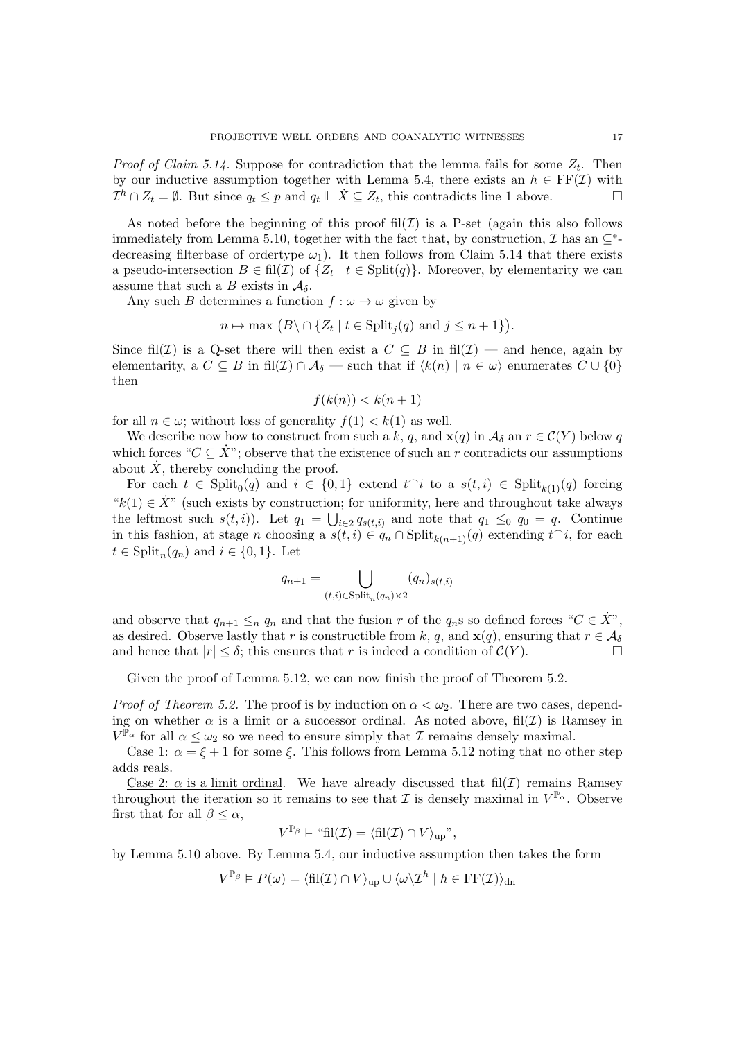*Proof of Claim 5.14.* Suppose for contradiction that the lemma fails for some $Z_t$. Then by our inductive assumption together with Lemma 5.4, there exists an $h \in \mathrm{FF}(\mathcal{I})$ with $\mathcal{I}^h \cap Z_t = \emptyset$. But since $q_t \leq p$ and $q_t \Vdash \dot{X} \subseteq Z_t$, this contradicts line 1 above. □

As noted before the beginning of this proof $\mathrm{fil}(\mathcal{I})$ is a P-set (again this also follows immediately from Lemma 5.10, together with the fact that, by construction, $\mathcal{I}$ has an $\subseteq^*$-decreasing filterbase of ordertype $\omega_1$). It then follows from Claim 5.14 that there exists a pseudo-intersection $B \in \mathrm{fil}(\mathcal{I})$ of $\{Z_t \mid t \in \mathrm{Split}(q)\}$. Moreover, by elementarity we can assume that such a $B$ exists in $\mathcal{A}_\delta$.

Any such $B$ determines a function $f : \omega \to \omega$ given by

$$n \mapsto \max \big(B \setminus \cap \{Z_t \mid t \in \mathrm{Split}_j(q) \text{ and } j \leq n+1\}\big).$$

Since $\mathrm{fil}(\mathcal{I})$ is a Q-set there will then exist a $C \subseteq B$ in $\mathrm{fil}(\mathcal{I})$ — and hence, again by elementarity, a $C \subseteq B$ in $\mathrm{fil}(\mathcal{I}) \cap \mathcal{A}_\delta$ — such that if $\langle k(n) \mid n \in \omega \rangle$ enumerates $C \cup \{0\}$ then

$$f(k(n)) < k(n+1)$$

for all $n \in \omega$; without loss of generality $f(1) < k(1)$ as well.

We describe now how to construct from such a $k$, $q$, and $\mathbf{x}(q)$ in $\mathcal{A}_\delta$ an $r \in \mathcal{C}(Y)$ below $q$ which forces "$C \subseteq \dot{X}$"; observe that the existence of such an $r$ contradicts our assumptions about $\dot{X}$, thereby concluding the proof.

For each $t \in \mathrm{Split}_0(q)$ and $i \in \{0, 1\}$ extend $t^\frown i$ to a $s(t, i) \in \mathrm{Split}_{k(1)}(q)$ forcing "$k(1) \in \dot{X}$" (such exists by construction; for uniformity, here and throughout take always the leftmost such $s(t, i)$). Let $q_1 = \bigcup_{i \in 2} q_{s(t,i)}$ and note that $q_1 \leq_0 q_0 = q$. Continue in this fashion, at stage $n$ choosing a $s(t, i) \in q_n \cap \mathrm{Split}_{k(n+1)}(q)$ extending $t^\frown i$, for each $t \in \mathrm{Split}_n(q_n)$ and $i \in \{0, 1\}$. Let

$$q_{n+1} = \bigcup_{(t,i) \in \mathrm{Split}_n(q_n) \times 2} (q_n)_{s(t,i)}$$

and observe that $q_{n+1} \leq_n q_n$ and that the fusion $r$ of the $q_n$s so defined forces "$C \in \dot{X}$", as desired. Observe lastly that $r$ is constructible from $k$, $q$, and $\mathbf{x}(q)$, ensuring that $r \in \mathcal{A}_\delta$ and hence that $|r| \leq \delta$; this ensures that $r$ is indeed a condition of $\mathcal{C}(Y)$. □

Given the proof of Lemma 5.12, we can now finish the proof of Theorem 5.2.

*Proof of Theorem 5.2.* The proof is by induction on $\alpha < \omega_2$. There are two cases, depending on whether $\alpha$ is a limit or a successor ordinal. As noted above, $\mathrm{fil}(\mathcal{I})$ is Ramsey in $V^{\mathbb{P}_\alpha}$ for all $\alpha \leq \omega_2$ so we need to ensure simply that $\mathcal{I}$ remains densely maximal.

Case 1: $\alpha = \xi + 1$ for some $\xi$. This follows from Lemma 5.12 noting that no other step adds reals.

Case 2: $\alpha$ is a limit ordinal. We have already discussed that $\mathrm{fil}(\mathcal{I})$ remains Ramsey throughout the iteration so it remains to see that $\mathcal{I}$ is densely maximal in $V^{\mathbb{P}_\alpha}$. Observe first that for all $\beta \leq \alpha$,

$$V^{\mathbb{P}_\beta} \vDash \text{“}\mathrm{fil}(\mathcal{I}) = \langle \mathrm{fil}(\mathcal{I}) \cap V \rangle_{\mathrm{up}}\text{”},$$

by Lemma 5.10 above. By Lemma 5.4, our inductive assumption then takes the form

$$V^{\mathbb{P}_\beta} \vDash P(\omega) = \langle \mathrm{fil}(\mathcal{I}) \cap V \rangle_{\mathrm{up}} \cup \langle \omega \setminus \mathcal{I}^h \mid h \in \mathrm{FF}(\mathcal{I}) \rangle_{\mathrm{dn}}$$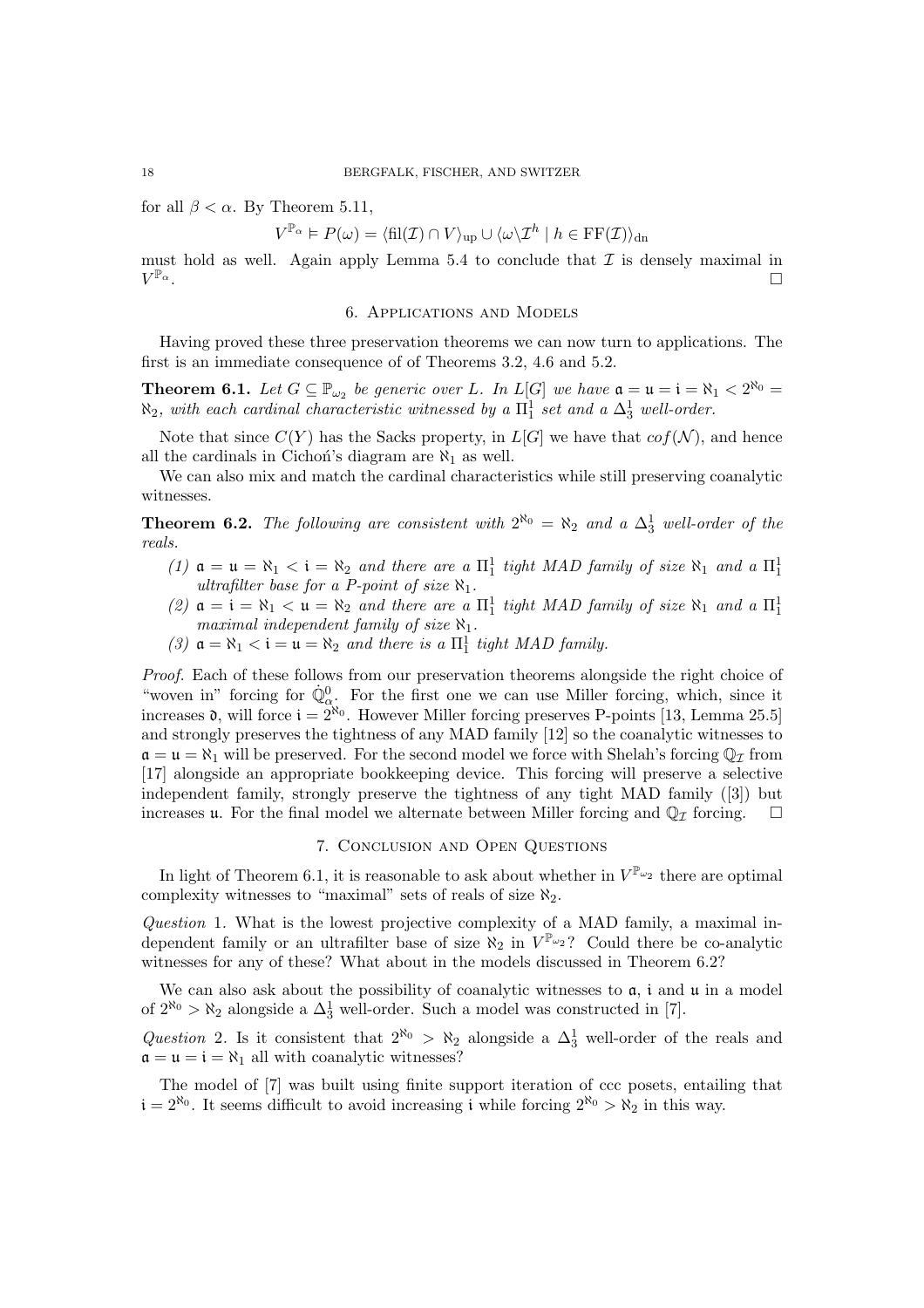for all $\beta < \alpha$. By Theorem 5.11,

$$V^{\mathbb{P}_\alpha} \models P(\omega) = \langle \text{fil}(\mathcal{I}) \cap V \rangle_{\text{up}} \cup \langle \omega \backslash \mathcal{I}^h \mid h \in \text{FF}(\mathcal{I}) \rangle_{\text{dn}}$$

must hold as well. Again apply Lemma 5.4 to conclude that $\mathcal{I}$ is densely maximal in $V^{\mathbb{P}_\alpha}$. $\square$

## 6. Applications and Models

Having proved these three preservation theorems we can now turn to applications. The first is an immediate consequence of of Theorems 3.2, 4.6 and 5.2.

**Theorem 6.1.** *Let $G \subseteq \mathbb{P}_{\omega_2}$ be generic over $L$. In $L[G]$ we have $\mathfrak{a} = \mathfrak{u} = \mathfrak{i} = \aleph_1 < 2^{\aleph_0} = \aleph_2$, with each cardinal characteristic witnessed by a $\Pi^1_1$ set and a $\Delta^1_3$ well-order.*

Note that since $C(Y)$ has the Sacks property, in $L[G]$ we have that $cof(\mathcal{N})$, and hence all the cardinals in Cichoń's diagram are $\aleph_1$ as well.

We can also mix and match the cardinal characteristics while still preserving coanalytic witnesses.

**Theorem 6.2.** *The following are consistent with $2^{\aleph_0} = \aleph_2$ and a $\Delta^1_3$ well-order of the reals.*

1. *$\mathfrak{a} = \mathfrak{u} = \aleph_1 < \mathfrak{i} = \aleph_2$ and there are a $\Pi^1_1$ tight MAD family of size $\aleph_1$ and a $\Pi^1_1$ ultrafilter base for a P-point of size $\aleph_1$.*
2. *$\mathfrak{a} = \mathfrak{i} = \aleph_1 < \mathfrak{u} = \aleph_2$ and there are a $\Pi^1_1$ tight MAD family of size $\aleph_1$ and a $\Pi^1_1$ maximal independent family of size $\aleph_1$.*
3. *$\mathfrak{a} = \aleph_1 < \mathfrak{i} = \mathfrak{u} = \aleph_2$ and there is a $\Pi^1_1$ tight MAD family.*

*Proof.* Each of these follows from our preservation theorems alongside the right choice of "woven in" forcing for $\dot{\mathbb{Q}}^0_\alpha$. For the first one we can use Miller forcing, which, since it increases $\mathfrak{d}$, will force $\mathfrak{i} = 2^{\aleph_0}$. However Miller forcing preserves P-points [13, Lemma 25.5] and strongly preserves the tightness of any MAD family [12] so the coanalytic witnesses to $\mathfrak{a} = \mathfrak{u} = \aleph_1$ will be preserved. For the second model we force with Shelah's forcing $\mathbb{Q}_\mathcal{I}$ from [17] alongside an appropriate bookkeeping device. This forcing will preserve a selective independent family, strongly preserve the tightness of any tight MAD family ([3]) but increases $\mathfrak{u}$. For the final model we alternate between Miller forcing and $\mathbb{Q}_\mathcal{I}$ forcing. $\square$

## 7. Conclusion and Open Questions

In light of Theorem 6.1, it is reasonable to ask about whether in $V^{\mathbb{P}_{\omega_2}}$ there are optimal complexity witnesses to "maximal" sets of reals of size $\aleph_2$.

*Question* 1. What is the lowest projective complexity of a MAD family, a maximal independent family or an ultrafilter base of size $\aleph_2$ in $V^{\mathbb{P}_{\omega_2}}$? Could there be co-analytic witnesses for any of these? What about in the models discussed in Theorem 6.2?

We can also ask about the possibility of coanalytic witnesses to $\mathfrak{a}$, $\mathfrak{i}$ and $\mathfrak{u}$ in a model of $2^{\aleph_0} > \aleph_2$ alongside a $\Delta^1_3$ well-order. Such a model was constructed in [7].

*Question* 2. Is it consistent that $2^{\aleph_0} > \aleph_2$ alongside a $\Delta^1_3$ well-order of the reals and $\mathfrak{a} = \mathfrak{u} = \mathfrak{i} = \aleph_1$ all with coanalytic witnesses?

The model of [7] was built using finite support iteration of ccc posets, entailing that $\mathfrak{i} = 2^{\aleph_0}$. It seems difficult to avoid increasing $\mathfrak{i}$ while forcing $2^{\aleph_0} > \aleph_2$ in this way.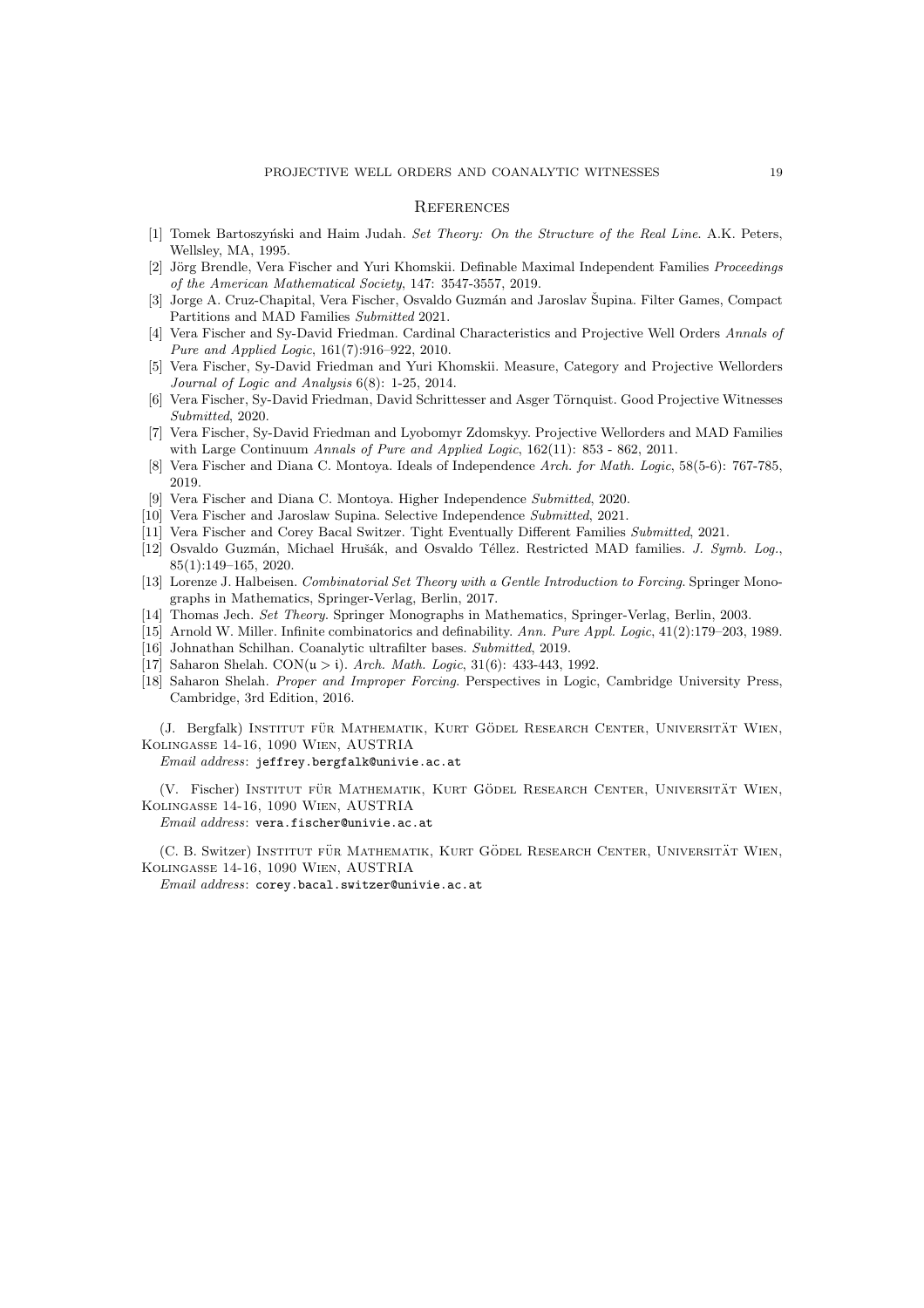## References

[1] Tomek Bartoszyński and Haim Judah. *Set Theory: On the Structure of the Real Line*. A.K. Peters, Wellsley, MA, 1995.

[2] Jörg Brendle, Vera Fischer and Yuri Khomskii. Definable Maximal Independent Families *Proceedings of the American Mathematical Society*, 147: 3547-3557, 2019.

[3] Jorge A. Cruz-Chapital, Vera Fischer, Osvaldo Guzmán and Jaroslav Šupina. Filter Games, Compact Partitions and MAD Families *Submitted* 2021.

[4] Vera Fischer and Sy-David Friedman. Cardinal Characteristics and Projective Well Orders *Annals of Pure and Applied Logic*, 161(7):916–922, 2010.

[5] Vera Fischer, Sy-David Friedman and Yuri Khomskii. Measure, Category and Projective Wellorders *Journal of Logic and Analysis* 6(8): 1-25, 2014.

[6] Vera Fischer, Sy-David Friedman, David Schrittesser and Asger Törnquist. Good Projective Witnesses *Submitted*, 2020.

[7] Vera Fischer, Sy-David Friedman and Lyobomyr Zdomskyy. Projective Wellorders and MAD Families with Large Continuum *Annals of Pure and Applied Logic*, 162(11): 853 - 862, 2011.

[8] Vera Fischer and Diana C. Montoya. Ideals of Independence *Arch. for Math. Logic*, 58(5-6): 767-785, 2019.

[9] Vera Fischer and Diana C. Montoya. Higher Independence *Submitted*, 2020.

[10] Vera Fischer and Jaroslaw Supina. Selective Independence *Submitted*, 2021.

[11] Vera Fischer and Corey Bacal Switzer. Tight Eventually Different Families *Submitted*, 2021.

[12] Osvaldo Guzmán, Michael Hrušák, and Osvaldo Téllez. Restricted MAD families. *J. Symb. Log.*, 85(1):149–165, 2020.

[13] Lorenze J. Halbeisen. *Combinatorial Set Theory with a Gentle Introduction to Forcing*. Springer Monographs in Mathematics, Springer-Verlag, Berlin, 2017.

[14] Thomas Jech. *Set Theory*. Springer Monographs in Mathematics, Springer-Verlag, Berlin, 2003.

[15] Arnold W. Miller. Infinite combinatorics and definability. *Ann. Pure Appl. Logic*, 41(2):179–203, 1989.

[16] Johnathan Schilhan. Coanalytic ultrafilter bases. *Submitted*, 2019.

[17] Saharon Shelah. CON($\mathfrak{u} > \mathfrak{i}$). *Arch. Math. Logic*, 31(6): 433-443, 1992.

[18] Saharon Shelah. *Proper and Improper Forcing*. Perspectives in Logic, Cambridge University Press, Cambridge, 3rd Edition, 2016.

(J. Bergfalk) Institut für Mathematik, Kurt Gödel Research Center, Universität Wien, Kolingasse 14-16, 1090 Wien, AUSTRIA
*Email address*: jeffrey.bergfalk@univie.ac.at

(V. Fischer) Institut für Mathematik, Kurt Gödel Research Center, Universität Wien, Kolingasse 14-16, 1090 Wien, AUSTRIA
*Email address*: vera.fischer@univie.ac.at

(C. B. Switzer) Institut für Mathematik, Kurt Gödel Research Center, Universität Wien, Kolingasse 14-16, 1090 Wien, AUSTRIA
*Email address*: corey.bacal.switzer@univie.ac.at